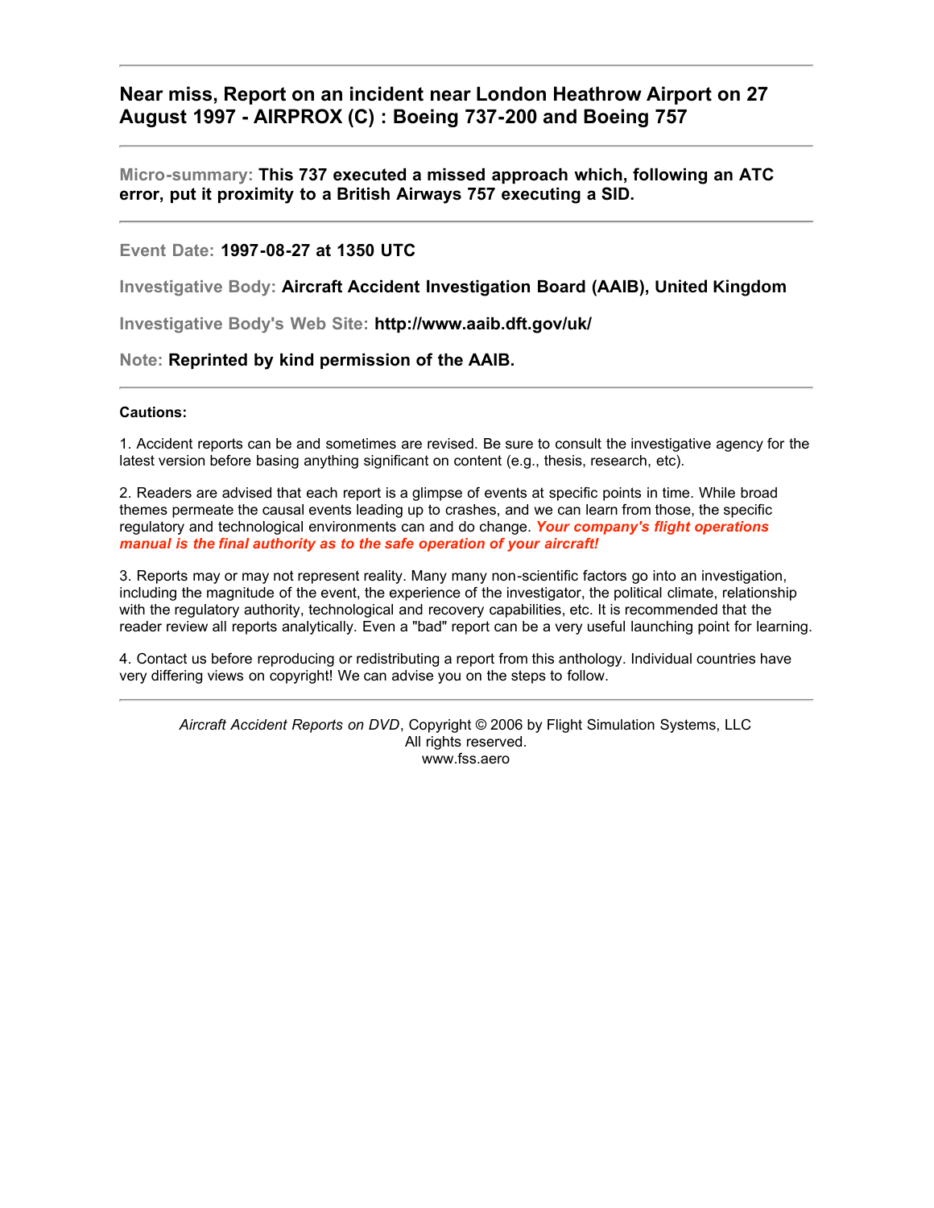# Near miss, Report on an incident near London Heathrow Airport on 27 August 1997 - AIRPROX (C) : Boeing 737-200 and Boeing 757

---

**Micro-summary:** **This 737 executed a missed approach which, following an ATC error, put it proximity to a British Airways 757 executing a SID.**

---

**Event Date:** **1997-08-27 at 1350 UTC**

**Investigative Body:** **Aircraft Accident Investigation Board (AAIB), United Kingdom**

**Investigative Body's Web Site:** **http://www.aaib.dft.gov/uk/**

**Note:** **Reprinted by kind permission of the AAIB.**

---

**Cautions:**

1. Accident reports can be and sometimes are revised. Be sure to consult the investigative agency for the latest version before basing anything significant on content (e.g., thesis, research, etc).

2. Readers are advised that each report is a glimpse of events at specific points in time. While broad themes permeate the causal events leading up to crashes, and we can learn from those, the specific regulatory and technological environments can and do change. ***Your company's flight operations manual is the final authority as to the safe operation of your aircraft!***

3. Reports may or may not represent reality. Many many non-scientific factors go into an investigation, including the magnitude of the event, the experience of the investigator, the political climate, relationship with the regulatory authority, technological and recovery capabilities, etc. It is recommended that the reader review all reports analytically. Even a "bad" report can be a very useful launching point for learning.

4. Contact us before reproducing or redistributing a report from this anthology. Individual countries have very differing views on copyright! We can advise you on the steps to follow.

---

*Aircraft Accident Reports on DVD*, Copyright © 2006 by Flight Simulation Systems, LLC
All rights reserved.
www.fss.aero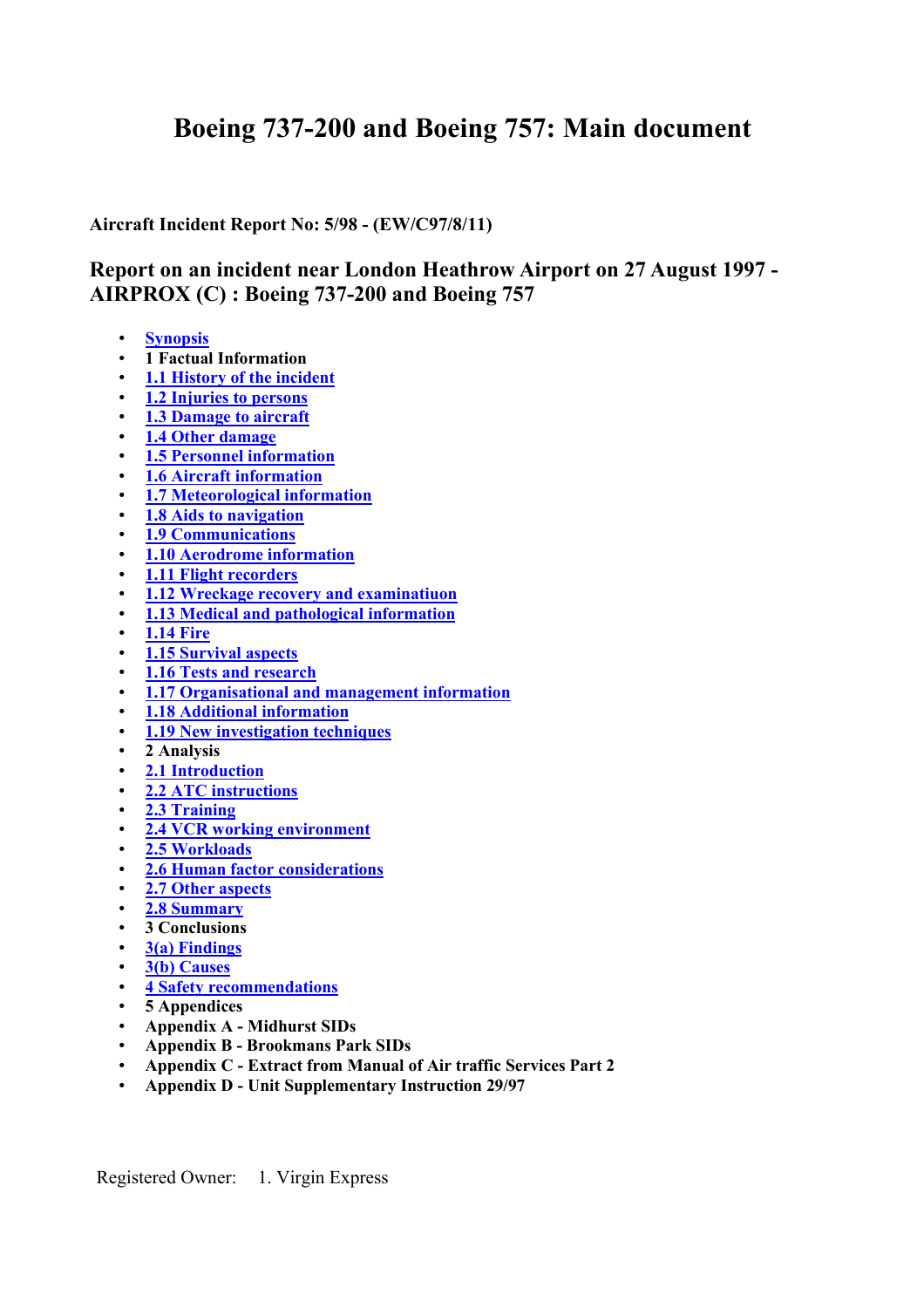# Boeing 737-200 and Boeing 757: Main document

**Aircraft Incident Report No: 5/98 - (EW/C97/8/11)**

## Report on an incident near London Heathrow Airport on 27 August 1997 - AIRPROX (C) : Boeing 737-200 and Boeing 757

- Synopsis
- 1 Factual Information
- 1.1 History of the incident
- 1.2 Injuries to persons
- 1.3 Damage to aircraft
- 1.4 Other damage
- 1.5 Personnel information
- 1.6 Aircraft information
- 1.7 Meteorological information
- 1.8 Aids to navigation
- 1.9 Communications
- 1.10 Aerodrome information
- 1.11 Flight recorders
- 1.12 Wreckage recovery and examinatiuon
- 1.13 Medical and pathological information
- 1.14 Fire
- 1.15 Survival aspects
- 1.16 Tests and research
- 1.17 Organisational and management information
- 1.18 Additional information
- 1.19 New investigation techniques
- 2 Analysis
- 2.1 Introduction
- 2.2 ATC instructions
- 2.3 Training
- 2.4 VCR working environment
- 2.5 Workloads
- 2.6 Human factor considerations
- 2.7 Other aspects
- 2.8 Summary
- 3 Conclusions
- 3(a) Findings
- 3(b) Causes
- 4 Safety recommendations
- 5 Appendices
- Appendix A - Midhurst SIDs
- Appendix B - Brookmans Park SIDs
- Appendix C - Extract from Manual of Air traffic Services Part 2
- Appendix D - Unit Supplementary Instruction 29/97

Registered Owner: 1. Virgin Express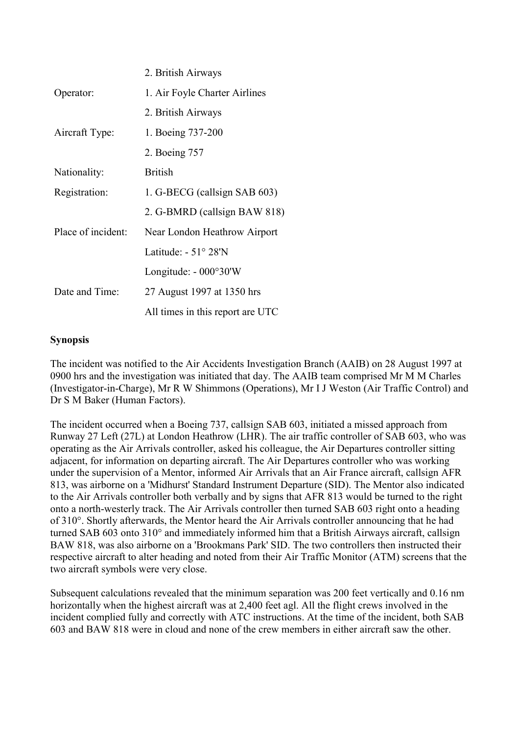| | |
|---|---|
| | 2. British Airways |
| Operator: | 1. Air Foyle Charter Airlines |
| | 2. British Airways |
| Aircraft Type: | 1. Boeing 737-200 |
| | 2. Boeing 757 |
| Nationality: | British |
| Registration: | 1. G-BECG (callsign SAB 603) |
| | 2. G-BMRD (callsign BAW 818) |
| Place of incident: | Near London Heathrow Airport |
| | Latitude: - 51° 28'N |
| | Longitude: - 000°30'W |
| Date and Time: | 27 August 1997 at 1350 hrs |
| | All times in this report are UTC |

**Synopsis**

The incident was notified to the Air Accidents Investigation Branch (AAIB) on 28 August 1997 at 0900 hrs and the investigation was initiated that day. The AAIB team comprised Mr M M Charles (Investigator-in-Charge), Mr R W Shimmons (Operations), Mr I J Weston (Air Traffic Control) and Dr S M Baker (Human Factors).

The incident occurred when a Boeing 737, callsign SAB 603, initiated a missed approach from Runway 27 Left (27L) at London Heathrow (LHR). The air traffic controller of SAB 603, who was operating as the Air Arrivals controller, asked his colleague, the Air Departures controller sitting adjacent, for information on departing aircraft. The Air Departures controller who was working under the supervision of a Mentor, informed Air Arrivals that an Air France aircraft, callsign AFR 813, was airborne on a 'Midhurst' Standard Instrument Departure (SID). The Mentor also indicated to the Air Arrivals controller both verbally and by signs that AFR 813 would be turned to the right onto a north-westerly track. The Air Arrivals controller then turned SAB 603 right onto a heading of 310°. Shortly afterwards, the Mentor heard the Air Arrivals controller announcing that he had turned SAB 603 onto 310° and immediately informed him that a British Airways aircraft, callsign BAW 818, was also airborne on a 'Brookmans Park' SID. The two controllers then instructed their respective aircraft to alter heading and noted from their Air Traffic Monitor (ATM) screens that the two aircraft symbols were very close.

Subsequent calculations revealed that the minimum separation was 200 feet vertically and 0.16 nm horizontally when the highest aircraft was at 2,400 feet agl. All the flight crews involved in the incident complied fully and correctly with ATC instructions. At the time of the incident, both SAB 603 and BAW 818 were in cloud and none of the crew members in either aircraft saw the other.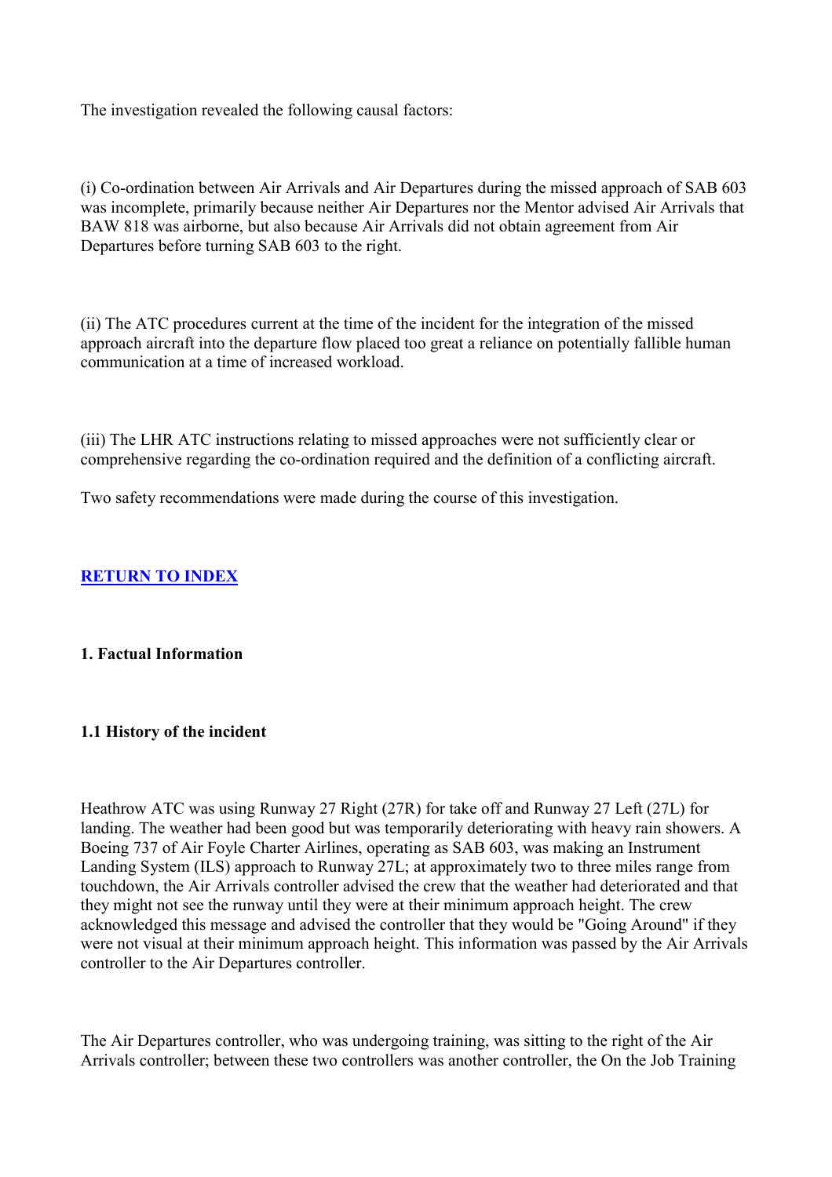The investigation revealed the following causal factors:

(i) Co-ordination between Air Arrivals and Air Departures during the missed approach of SAB 603 was incomplete, primarily because neither Air Departures nor the Mentor advised Air Arrivals that BAW 818 was airborne, but also because Air Arrivals did not obtain agreement from Air Departures before turning SAB 603 to the right.

(ii) The ATC procedures current at the time of the incident for the integration of the missed approach aircraft into the departure flow placed too great a reliance on potentially fallible human communication at a time of increased workload.

(iii) The LHR ATC instructions relating to missed approaches were not sufficiently clear or comprehensive regarding the co-ordination required and the definition of a conflicting aircraft.

Two safety recommendations were made during the course of this investigation.

**RETURN TO INDEX**

## 1. Factual Information

### 1.1 History of the incident

Heathrow ATC was using Runway 27 Right (27R) for take off and Runway 27 Left (27L) for landing. The weather had been good but was temporarily deteriorating with heavy rain showers. A Boeing 737 of Air Foyle Charter Airlines, operating as SAB 603, was making an Instrument Landing System (ILS) approach to Runway 27L; at approximately two to three miles range from touchdown, the Air Arrivals controller advised the crew that the weather had deteriorated and that they might not see the runway until they were at their minimum approach height. The crew acknowledged this message and advised the controller that they would be "Going Around" if they were not visual at their minimum approach height. This information was passed by the Air Arrivals controller to the Air Departures controller.

The Air Departures controller, who was undergoing training, was sitting to the right of the Air Arrivals controller; between these two controllers was another controller, the On the Job Training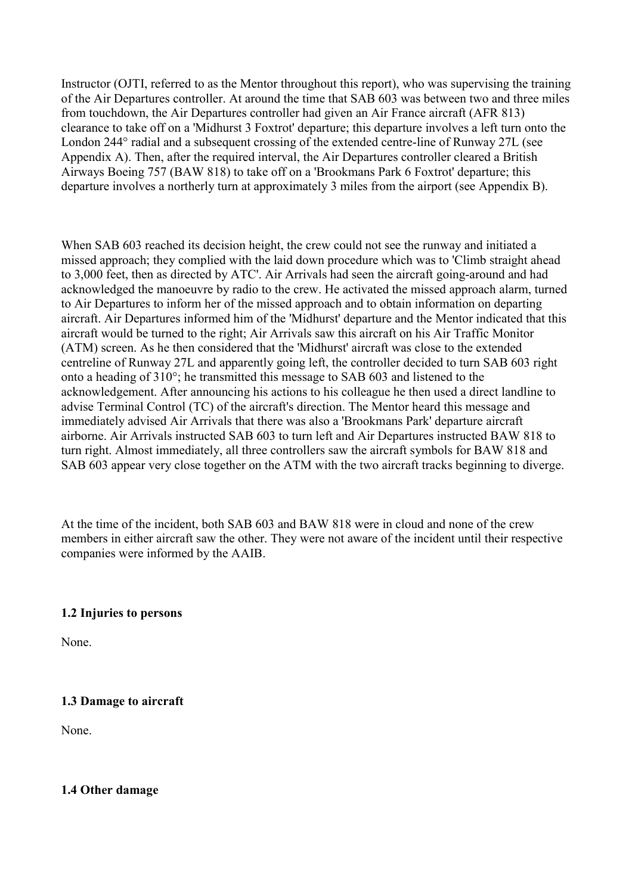Instructor (OJTI, referred to as the Mentor throughout this report), who was supervising the training of the Air Departures controller. At around the time that SAB 603 was between two and three miles from touchdown, the Air Departures controller had given an Air France aircraft (AFR 813) clearance to take off on a 'Midhurst 3 Foxtrot' departure; this departure involves a left turn onto the London 244° radial and a subsequent crossing of the extended centre-line of Runway 27L (see Appendix A). Then, after the required interval, the Air Departures controller cleared a British Airways Boeing 757 (BAW 818) to take off on a 'Brookmans Park 6 Foxtrot' departure; this departure involves a northerly turn at approximately 3 miles from the airport (see Appendix B).

When SAB 603 reached its decision height, the crew could not see the runway and initiated a missed approach; they complied with the laid down procedure which was to 'Climb straight ahead to 3,000 feet, then as directed by ATC'. Air Arrivals had seen the aircraft going-around and had acknowledged the manoeuvre by radio to the crew. He activated the missed approach alarm, turned to Air Departures to inform her of the missed approach and to obtain information on departing aircraft. Air Departures informed him of the 'Midhurst' departure and the Mentor indicated that this aircraft would be turned to the right; Air Arrivals saw this aircraft on his Air Traffic Monitor (ATM) screen. As he then considered that the 'Midhurst' aircraft was close to the extended centreline of Runway 27L and apparently going left, the controller decided to turn SAB 603 right onto a heading of 310°; he transmitted this message to SAB 603 and listened to the acknowledgement. After announcing his actions to his colleague he then used a direct landline to advise Terminal Control (TC) of the aircraft's direction. The Mentor heard this message and immediately advised Air Arrivals that there was also a 'Brookmans Park' departure aircraft airborne. Air Arrivals instructed SAB 603 to turn left and Air Departures instructed BAW 818 to turn right. Almost immediately, all three controllers saw the aircraft symbols for BAW 818 and SAB 603 appear very close together on the ATM with the two aircraft tracks beginning to diverge.

At the time of the incident, both SAB 603 and BAW 818 were in cloud and none of the crew members in either aircraft saw the other. They were not aware of the incident until their respective companies were informed by the AAIB.

### 1.2 Injuries to persons

None.

### 1.3 Damage to aircraft

None.

### 1.4 Other damage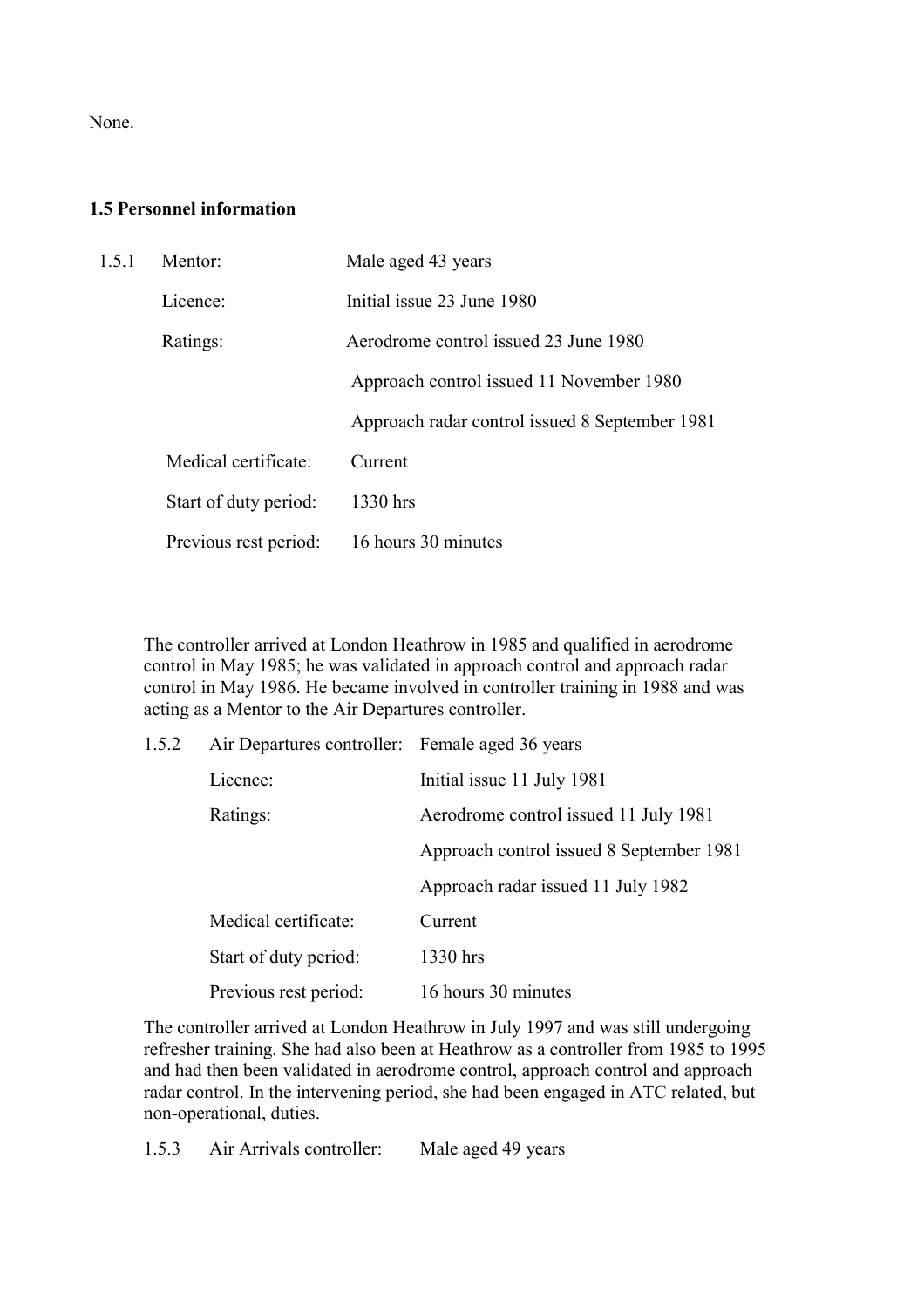None.

### 1.5 Personnel information

| 1.5.1 | Mentor: | Male aged 43 years |
|---|---|---|
| | Licence: | Initial issue 23 June 1980 |
| | Ratings: | Aerodrome control issued 23 June 1980 |
| | | Approach control issued 11 November 1980 |
| | | Approach radar control issued 8 September 1981 |
| | Medical certificate: | Current |
| | Start of duty period: | 1330 hrs |
| | Previous rest period: | 16 hours 30 minutes |

The controller arrived at London Heathrow in 1985 and qualified in aerodrome control in May 1985; he was validated in approach control and approach radar control in May 1986. He became involved in controller training in 1988 and was acting as a Mentor to the Air Departures controller.

| 1.5.2 | Air Departures controller: | Female aged 36 years |
|---|---|---|
| | Licence: | Initial issue 11 July 1981 |
| | Ratings: | Aerodrome control issued 11 July 1981 |
| | | Approach control issued 8 September 1981 |
| | | Approach radar issued 11 July 1982 |
| | Medical certificate: | Current |
| | Start of duty period: | 1330 hrs |
| | Previous rest period: | 16 hours 30 minutes |

The controller arrived at London Heathrow in July 1997 and was still undergoing refresher training. She had also been at Heathrow as a controller from 1985 to 1995 and had then been validated in aerodrome control, approach control and approach radar control. In the intervening period, she had been engaged in ATC related, but non-operational, duties.

| 1.5.3 | Air Arrivals controller: | Male aged 49 years |
|---|---|---|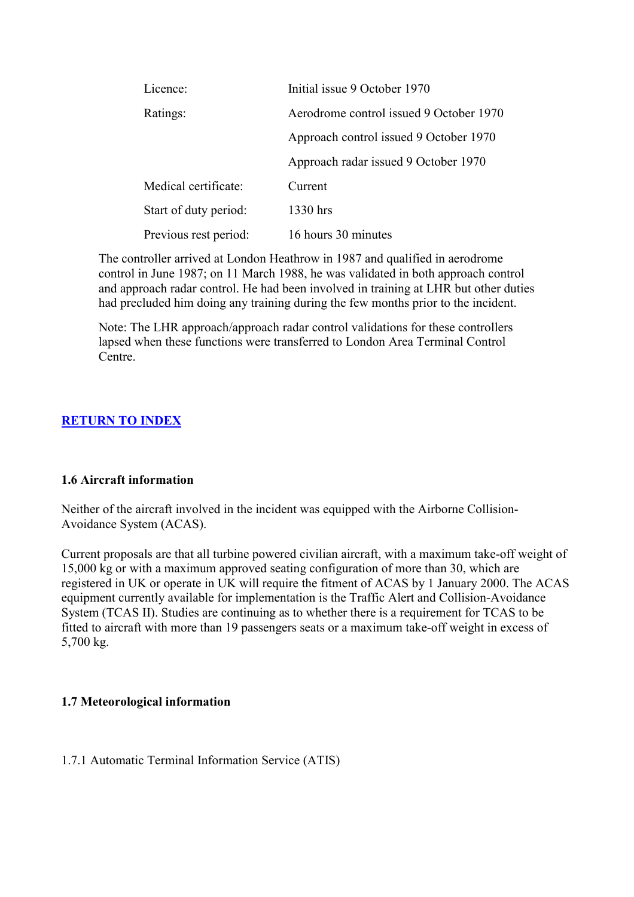| | |
|---|---|
| Licence: | Initial issue 9 October 1970 |
| Ratings: | Aerodrome control issued 9 October 1970 |
| | Approach control issued 9 October 1970 |
| | Approach radar issued 9 October 1970 |
| Medical certificate: | Current |
| Start of duty period: | 1330 hrs |
| Previous rest period: | 16 hours 30 minutes |

The controller arrived at London Heathrow in 1987 and qualified in aerodrome control in June 1987; on 11 March 1988, he was validated in both approach control and approach radar control. He had been involved in training at LHR but other duties had precluded him doing any training during the few months prior to the incident.

Note: The LHR approach/approach radar control validations for these controllers lapsed when these functions were transferred to London Area Terminal Control Centre.

**RETURN TO INDEX**

### 1.6 Aircraft information

Neither of the aircraft involved in the incident was equipped with the Airborne Collision-Avoidance System (ACAS).

Current proposals are that all turbine powered civilian aircraft, with a maximum take-off weight of 15,000 kg or with a maximum approved seating configuration of more than 30, which are registered in UK or operate in UK will require the fitment of ACAS by 1 January 2000. The ACAS equipment currently available for implementation is the Traffic Alert and Collision-Avoidance System (TCAS II). Studies are continuing as to whether there is a requirement for TCAS to be fitted to aircraft with more than 19 passengers seats or a maximum take-off weight in excess of 5,700 kg.

### 1.7 Meteorological information

1.7.1 Automatic Terminal Information Service (ATIS)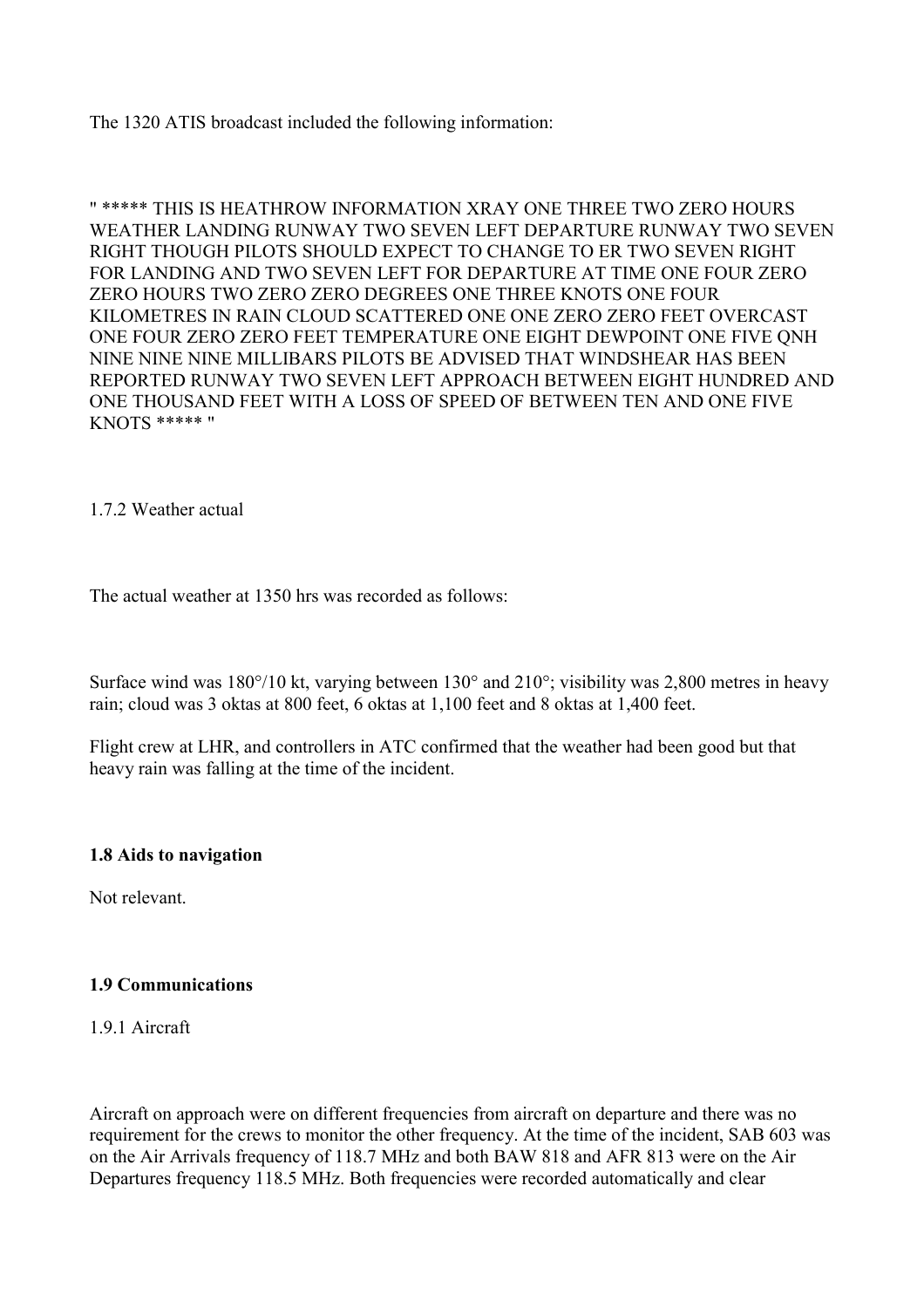The 1320 ATIS broadcast included the following information:

" ***** THIS IS HEATHROW INFORMATION XRAY ONE THREE TWO ZERO HOURS WEATHER LANDING RUNWAY TWO SEVEN LEFT DEPARTURE RUNWAY TWO SEVEN RIGHT THOUGH PILOTS SHOULD EXPECT TO CHANGE TO ER TWO SEVEN RIGHT FOR LANDING AND TWO SEVEN LEFT FOR DEPARTURE AT TIME ONE FOUR ZERO ZERO HOURS TWO ZERO ZERO DEGREES ONE THREE KNOTS ONE FOUR KILOMETRES IN RAIN CLOUD SCATTERED ONE ONE ZERO ZERO FEET OVERCAST ONE FOUR ZERO ZERO FEET TEMPERATURE ONE EIGHT DEWPOINT ONE FIVE QNH NINE NINE NINE MILLIBARS PILOTS BE ADVISED THAT WINDSHEAR HAS BEEN REPORTED RUNWAY TWO SEVEN LEFT APPROACH BETWEEN EIGHT HUNDRED AND ONE THOUSAND FEET WITH A LOSS OF SPEED OF BETWEEN TEN AND ONE FIVE KNOTS ***** "

1.7.2 Weather actual

The actual weather at 1350 hrs was recorded as follows:

Surface wind was 180°/10 kt, varying between 130° and 210°; visibility was 2,800 metres in heavy rain; cloud was 3 oktas at 800 feet, 6 oktas at 1,100 feet and 8 oktas at 1,400 feet.

Flight crew at LHR, and controllers in ATC confirmed that the weather had been good but that heavy rain was falling at the time of the incident.

**1.8 Aids to navigation**

Not relevant.

**1.9 Communications**

1.9.1 Aircraft

Aircraft on approach were on different frequencies from aircraft on departure and there was no requirement for the crews to monitor the other frequency. At the time of the incident, SAB 603 was on the Air Arrivals frequency of 118.7 MHz and both BAW 818 and AFR 813 were on the Air Departures frequency 118.5 MHz. Both frequencies were recorded automatically and clear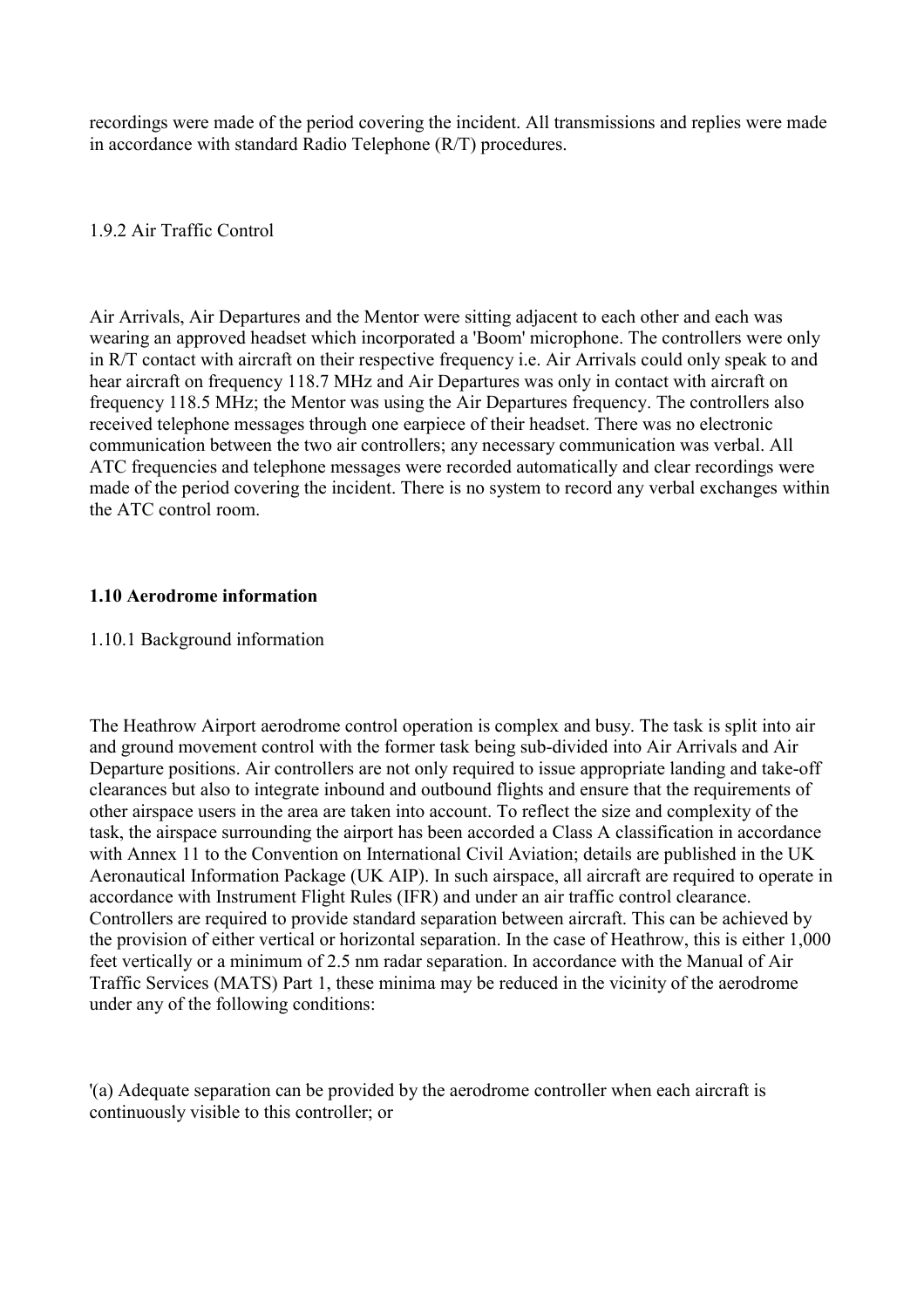recordings were made of the period covering the incident. All transmissions and replies were made in accordance with standard Radio Telephone (R/T) procedures.

1.9.2 Air Traffic Control

Air Arrivals, Air Departures and the Mentor were sitting adjacent to each other and each was wearing an approved headset which incorporated a 'Boom' microphone. The controllers were only in R/T contact with aircraft on their respective frequency i.e. Air Arrivals could only speak to and hear aircraft on frequency 118.7 MHz and Air Departures was only in contact with aircraft on frequency 118.5 MHz; the Mentor was using the Air Departures frequency. The controllers also received telephone messages through one earpiece of their headset. There was no electronic communication between the two air controllers; any necessary communication was verbal. All ATC frequencies and telephone messages were recorded automatically and clear recordings were made of the period covering the incident. There is no system to record any verbal exchanges within the ATC control room.

### 1.10 Aerodrome information

1.10.1 Background information

The Heathrow Airport aerodrome control operation is complex and busy. The task is split into air and ground movement control with the former task being sub-divided into Air Arrivals and Air Departure positions. Air controllers are not only required to issue appropriate landing and take-off clearances but also to integrate inbound and outbound flights and ensure that the requirements of other airspace users in the area are taken into account. To reflect the size and complexity of the task, the airspace surrounding the airport has been accorded a Class A classification in accordance with Annex 11 to the Convention on International Civil Aviation; details are published in the UK Aeronautical Information Package (UK AIP). In such airspace, all aircraft are required to operate in accordance with Instrument Flight Rules (IFR) and under an air traffic control clearance. Controllers are required to provide standard separation between aircraft. This can be achieved by the provision of either vertical or horizontal separation. In the case of Heathrow, this is either 1,000 feet vertically or a minimum of 2.5 nm radar separation. In accordance with the Manual of Air Traffic Services (MATS) Part 1, these minima may be reduced in the vicinity of the aerodrome under any of the following conditions:

'(a) Adequate separation can be provided by the aerodrome controller when each aircraft is continuously visible to this controller; or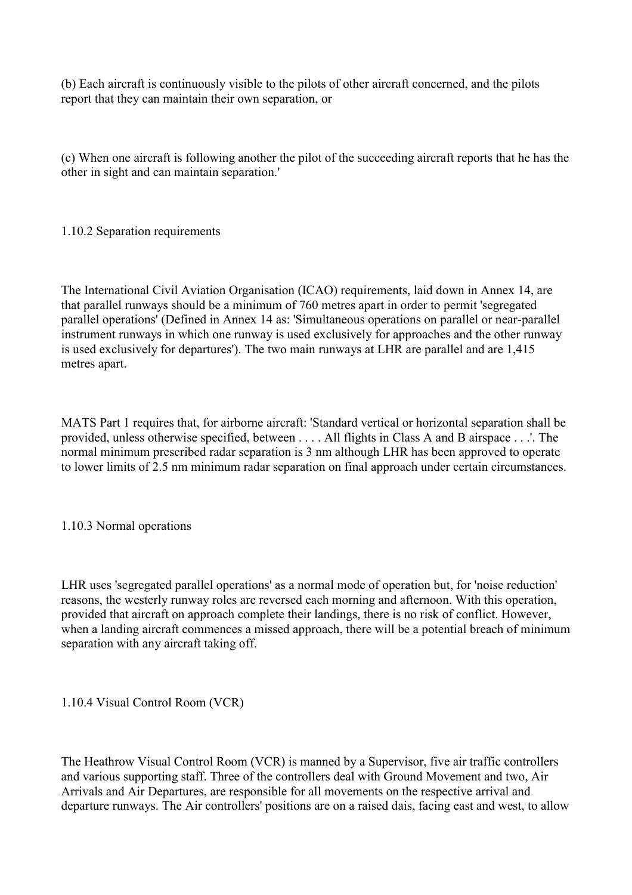(b) Each aircraft is continuously visible to the pilots of other aircraft concerned, and the pilots report that they can maintain their own separation, or

(c) When one aircraft is following another the pilot of the succeeding aircraft reports that he has the other in sight and can maintain separation.'

### 1.10.2 Separation requirements

The International Civil Aviation Organisation (ICAO) requirements, laid down in Annex 14, are that parallel runways should be a minimum of 760 metres apart in order to permit 'segregated parallel operations' (Defined in Annex 14 as: 'Simultaneous operations on parallel or near-parallel instrument runways in which one runway is used exclusively for approaches and the other runway is used exclusively for departures'). The two main runways at LHR are parallel and are 1,415 metres apart.

MATS Part 1 requires that, for airborne aircraft: 'Standard vertical or horizontal separation shall be provided, unless otherwise specified, between . . . . All flights in Class A and B airspace . . .'. The normal minimum prescribed radar separation is 3 nm although LHR has been approved to operate to lower limits of 2.5 nm minimum radar separation on final approach under certain circumstances.

### 1.10.3 Normal operations

LHR uses 'segregated parallel operations' as a normal mode of operation but, for 'noise reduction' reasons, the westerly runway roles are reversed each morning and afternoon. With this operation, provided that aircraft on approach complete their landings, there is no risk of conflict. However, when a landing aircraft commences a missed approach, there will be a potential breach of minimum separation with any aircraft taking off.

### 1.10.4 Visual Control Room (VCR)

The Heathrow Visual Control Room (VCR) is manned by a Supervisor, five air traffic controllers and various supporting staff. Three of the controllers deal with Ground Movement and two, Air Arrivals and Air Departures, are responsible for all movements on the respective arrival and departure runways. The Air controllers' positions are on a raised dais, facing east and west, to allow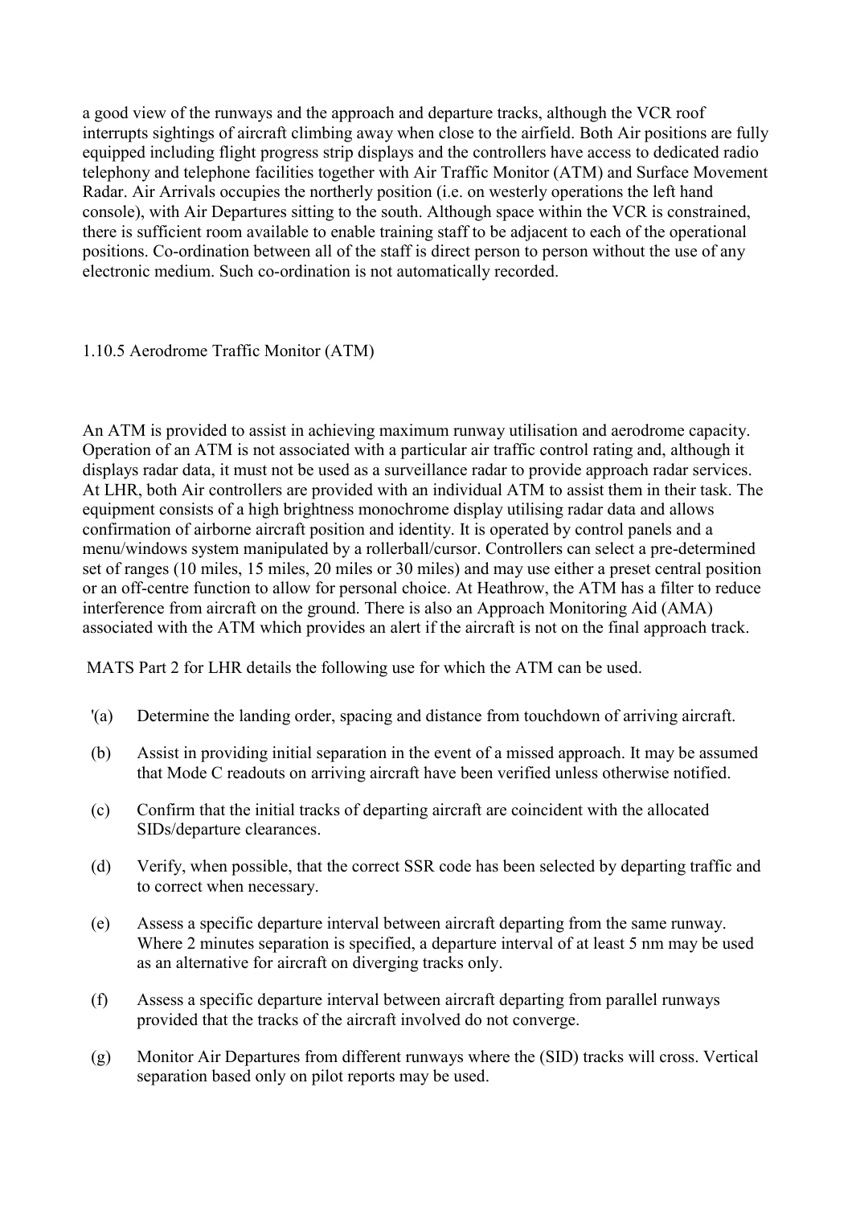a good view of the runways and the approach and departure tracks, although the VCR roof interrupts sightings of aircraft climbing away when close to the airfield. Both Air positions are fully equipped including flight progress strip displays and the controllers have access to dedicated radio telephony and telephone facilities together with Air Traffic Monitor (ATM) and Surface Movement Radar. Air Arrivals occupies the northerly position (i.e. on westerly operations the left hand console), with Air Departures sitting to the south. Although space within the VCR is constrained, there is sufficient room available to enable training staff to be adjacent to each of the operational positions. Co-ordination between all of the staff is direct person to person without the use of any electronic medium. Such co-ordination is not automatically recorded.

### 1.10.5 Aerodrome Traffic Monitor (ATM)

An ATM is provided to assist in achieving maximum runway utilisation and aerodrome capacity. Operation of an ATM is not associated with a particular air traffic control rating and, although it displays radar data, it must not be used as a surveillance radar to provide approach radar services. At LHR, both Air controllers are provided with an individual ATM to assist them in their task. The equipment consists of a high brightness monochrome display utilising radar data and allows confirmation of airborne aircraft position and identity. It is operated by control panels and a menu/windows system manipulated by a rollerball/cursor. Controllers can select a pre-determined set of ranges (10 miles, 15 miles, 20 miles or 30 miles) and may use either a preset central position or an off-centre function to allow for personal choice. At Heathrow, the ATM has a filter to reduce interference from aircraft on the ground. There is also an Approach Monitoring Aid (AMA) associated with the ATM which provides an alert if the aircraft is not on the final approach track.

MATS Part 2 for LHR details the following use for which the ATM can be used.

'(a) Determine the landing order, spacing and distance from touchdown of arriving aircraft.

(b) Assist in providing initial separation in the event of a missed approach. It may be assumed that Mode C readouts on arriving aircraft have been verified unless otherwise notified.

(c) Confirm that the initial tracks of departing aircraft are coincident with the allocated SIDs/departure clearances.

(d) Verify, when possible, that the correct SSR code has been selected by departing traffic and to correct when necessary.

(e) Assess a specific departure interval between aircraft departing from the same runway. Where 2 minutes separation is specified, a departure interval of at least 5 nm may be used as an alternative for aircraft on diverging tracks only.

(f) Assess a specific departure interval between aircraft departing from parallel runways provided that the tracks of the aircraft involved do not converge.

(g) Monitor Air Departures from different runways where the (SID) tracks will cross. Vertical separation based only on pilot reports may be used.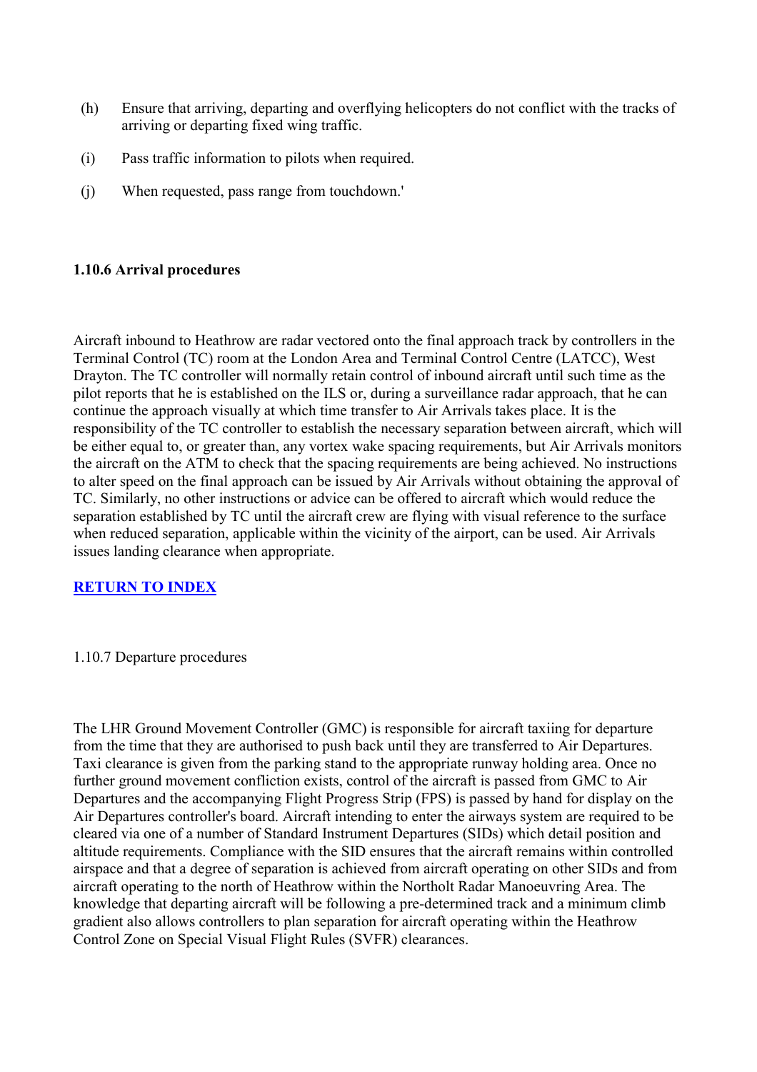(h) Ensure that arriving, departing and overflying helicopters do not conflict with the tracks of arriving or departing fixed wing traffic.

(i) Pass traffic information to pilots when required.

(j) When requested, pass range from touchdown.'

#### 1.10.6 Arrival procedures

Aircraft inbound to Heathrow are radar vectored onto the final approach track by controllers in the Terminal Control (TC) room at the London Area and Terminal Control Centre (LATCC), West Drayton. The TC controller will normally retain control of inbound aircraft until such time as the pilot reports that he is established on the ILS or, during a surveillance radar approach, that he can continue the approach visually at which time transfer to Air Arrivals takes place. It is the responsibility of the TC controller to establish the necessary separation between aircraft, which will be either equal to, or greater than, any vortex wake spacing requirements, but Air Arrivals monitors the aircraft on the ATM to check that the spacing requirements are being achieved. No instructions to alter speed on the final approach can be issued by Air Arrivals without obtaining the approval of TC. Similarly, no other instructions or advice can be offered to aircraft which would reduce the separation established by TC until the aircraft crew are flying with visual reference to the surface when reduced separation, applicable within the vicinity of the airport, can be used. Air Arrivals issues landing clearance when appropriate.

[RETURN TO INDEX]

1.10.7 Departure procedures

The LHR Ground Movement Controller (GMC) is responsible for aircraft taxiing for departure from the time that they are authorised to push back until they are transferred to Air Departures. Taxi clearance is given from the parking stand to the appropriate runway holding area. Once no further ground movement confliction exists, control of the aircraft is passed from GMC to Air Departures and the accompanying Flight Progress Strip (FPS) is passed by hand for display on the Air Departures controller's board. Aircraft intending to enter the airways system are required to be cleared via one of a number of Standard Instrument Departures (SIDs) which detail position and altitude requirements. Compliance with the SID ensures that the aircraft remains within controlled airspace and that a degree of separation is achieved from aircraft operating on other SIDs and from aircraft operating to the north of Heathrow within the Northolt Radar Manoeuvring Area. The knowledge that departing aircraft will be following a pre-determined track and a minimum climb gradient also allows controllers to plan separation for aircraft operating within the Heathrow Control Zone on Special Visual Flight Rules (SVFR) clearances.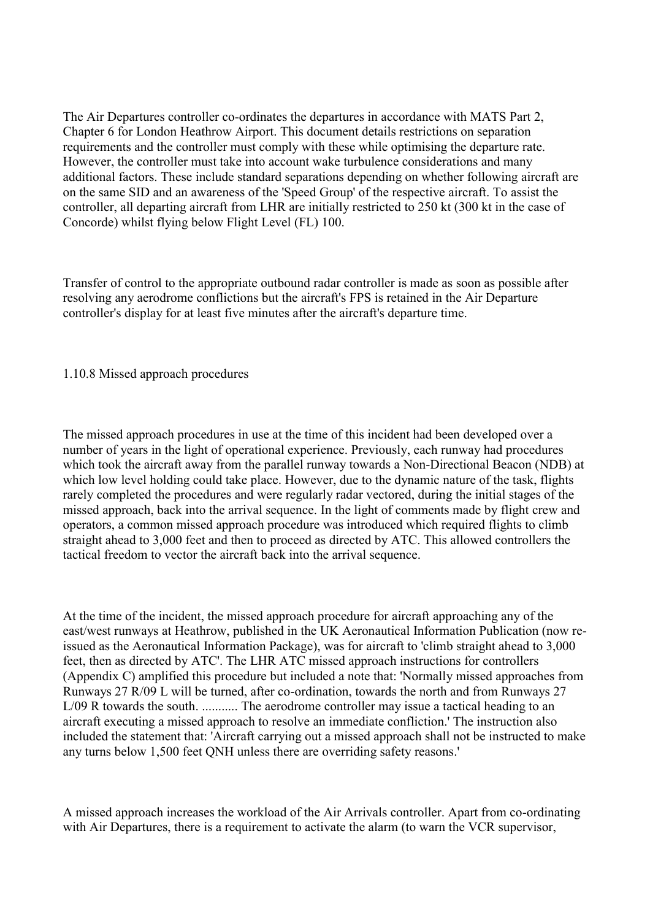The Air Departures controller co-ordinates the departures in accordance with MATS Part 2, Chapter 6 for London Heathrow Airport. This document details restrictions on separation requirements and the controller must comply with these while optimising the departure rate. However, the controller must take into account wake turbulence considerations and many additional factors. These include standard separations depending on whether following aircraft are on the same SID and an awareness of the 'Speed Group' of the respective aircraft. To assist the controller, all departing aircraft from LHR are initially restricted to 250 kt (300 kt in the case of Concorde) whilst flying below Flight Level (FL) 100.

Transfer of control to the appropriate outbound radar controller is made as soon as possible after resolving any aerodrome conflictions but the aircraft's FPS is retained in the Air Departure controller's display for at least five minutes after the aircraft's departure time.

### 1.10.8 Missed approach procedures

The missed approach procedures in use at the time of this incident had been developed over a number of years in the light of operational experience. Previously, each runway had procedures which took the aircraft away from the parallel runway towards a Non-Directional Beacon (NDB) at which low level holding could take place. However, due to the dynamic nature of the task, flights rarely completed the procedures and were regularly radar vectored, during the initial stages of the missed approach, back into the arrival sequence. In the light of comments made by flight crew and operators, a common missed approach procedure was introduced which required flights to climb straight ahead to 3,000 feet and then to proceed as directed by ATC. This allowed controllers the tactical freedom to vector the aircraft back into the arrival sequence.

At the time of the incident, the missed approach procedure for aircraft approaching any of the east/west runways at Heathrow, published in the UK Aeronautical Information Publication (now re-issued as the Aeronautical Information Package), was for aircraft to 'climb straight ahead to 3,000 feet, then as directed by ATC'. The LHR ATC missed approach instructions for controllers (Appendix C) amplified this procedure but included a note that: 'Normally missed approaches from Runways 27 R/09 L will be turned, after co-ordination, towards the north and from Runways 27 L/09 R towards the south. ........... The aerodrome controller may issue a tactical heading to an aircraft executing a missed approach to resolve an immediate confliction.' The instruction also included the statement that: 'Aircraft carrying out a missed approach shall not be instructed to make any turns below 1,500 feet QNH unless there are overriding safety reasons.'

A missed approach increases the workload of the Air Arrivals controller. Apart from co-ordinating with Air Departures, there is a requirement to activate the alarm (to warn the VCR supervisor,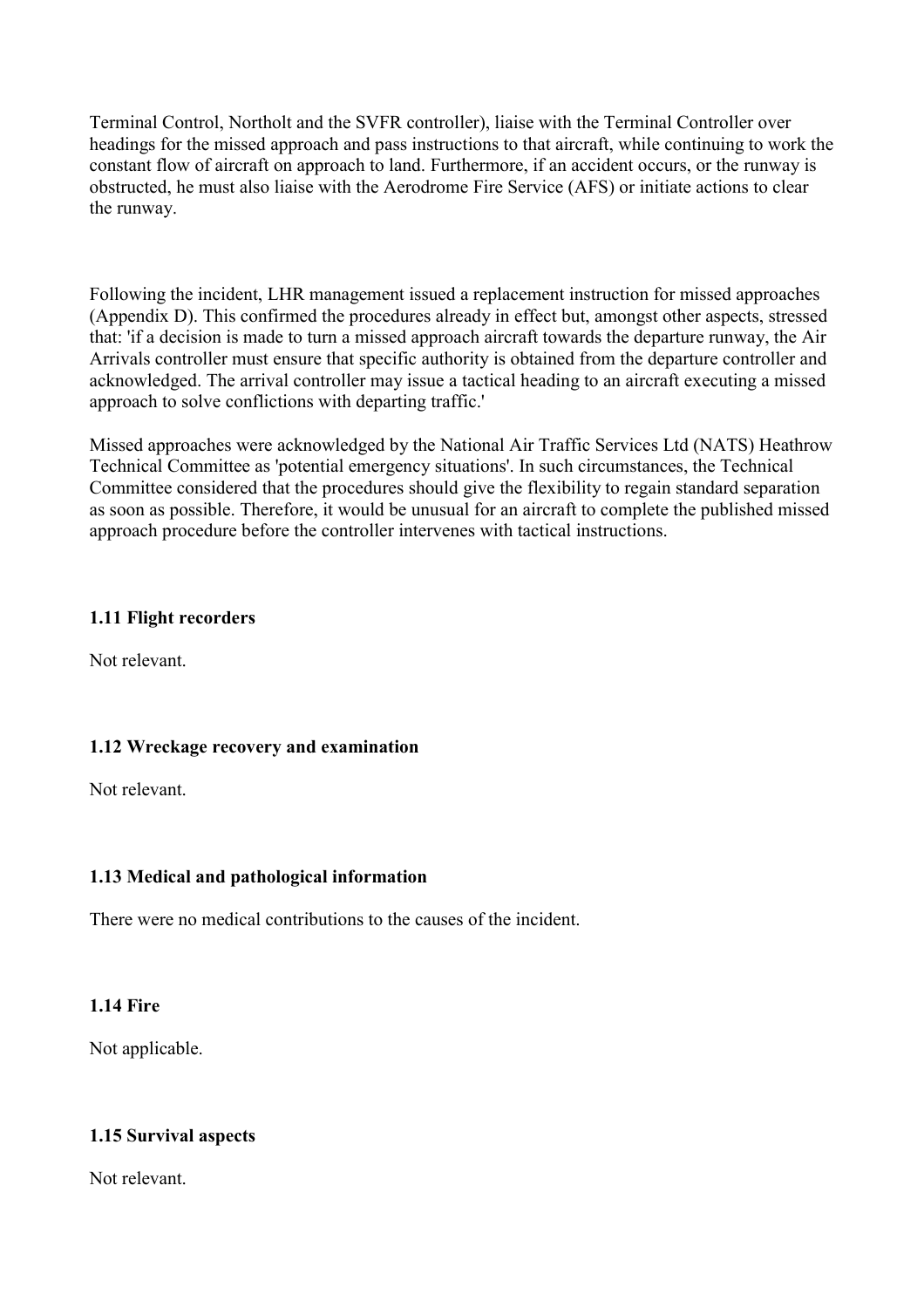Terminal Control, Northolt and the SVFR controller), liaise with the Terminal Controller over headings for the missed approach and pass instructions to that aircraft, while continuing to work the constant flow of aircraft on approach to land. Furthermore, if an accident occurs, or the runway is obstructed, he must also liaise with the Aerodrome Fire Service (AFS) or initiate actions to clear the runway.

Following the incident, LHR management issued a replacement instruction for missed approaches (Appendix D). This confirmed the procedures already in effect but, amongst other aspects, stressed that: 'if a decision is made to turn a missed approach aircraft towards the departure runway, the Air Arrivals controller must ensure that specific authority is obtained from the departure controller and acknowledged. The arrival controller may issue a tactical heading to an aircraft executing a missed approach to solve conflictions with departing traffic.'

Missed approaches were acknowledged by the National Air Traffic Services Ltd (NATS) Heathrow Technical Committee as 'potential emergency situations'. In such circumstances, the Technical Committee considered that the procedures should give the flexibility to regain standard separation as soon as possible. Therefore, it would be unusual for an aircraft to complete the published missed approach procedure before the controller intervenes with tactical instructions.

### 1.11 Flight recorders

Not relevant.

### 1.12 Wreckage recovery and examination

Not relevant.

### 1.13 Medical and pathological information

There were no medical contributions to the causes of the incident.

### 1.14 Fire

Not applicable.

### 1.15 Survival aspects

Not relevant.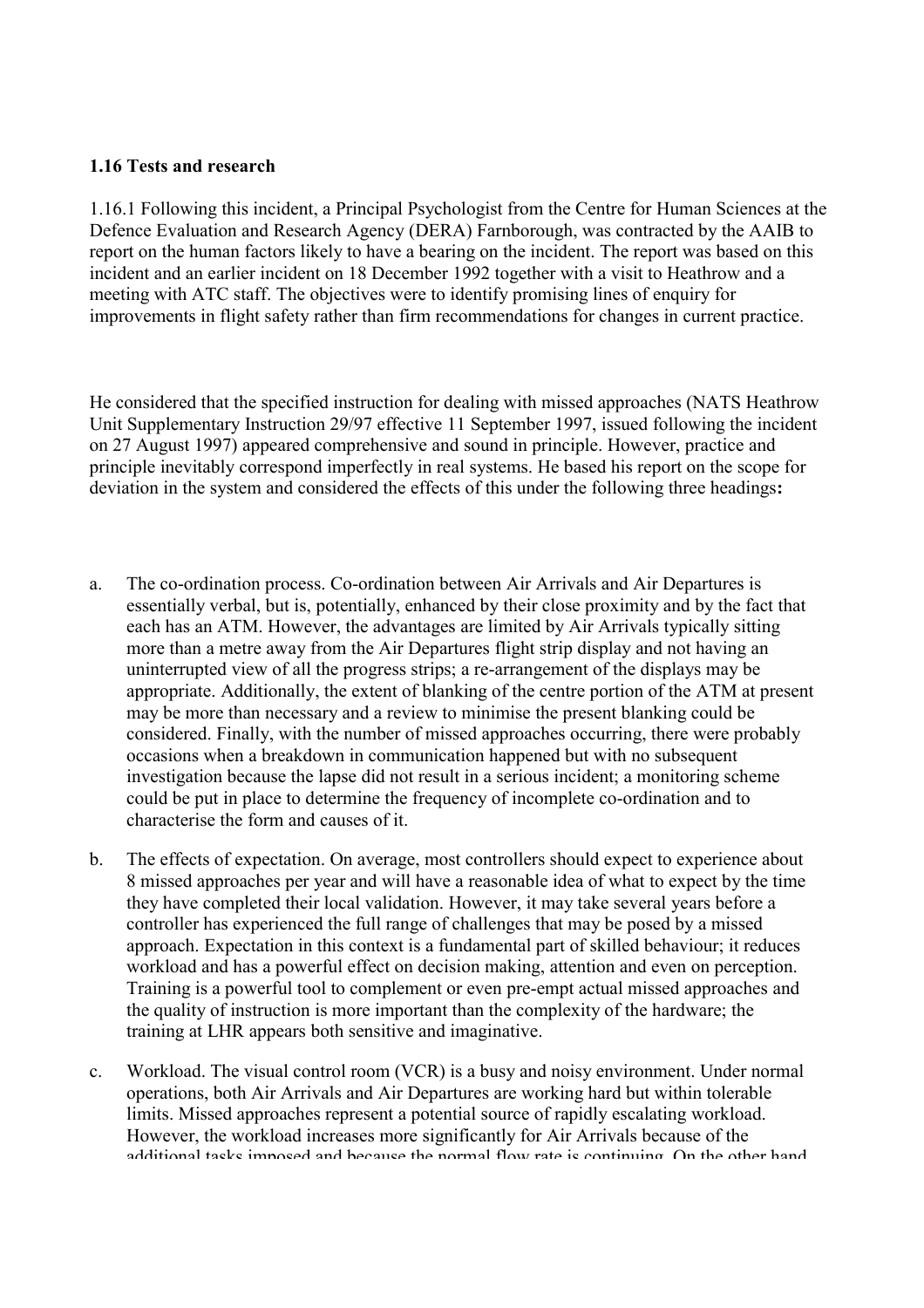**1.16 Tests and research**

1.16.1 Following this incident, a Principal Psychologist from the Centre for Human Sciences at the Defence Evaluation and Research Agency (DERA) Farnborough, was contracted by the AAIB to report on the human factors likely to have a bearing on the incident. The report was based on this incident and an earlier incident on 18 December 1992 together with a visit to Heathrow and a meeting with ATC staff. The objectives were to identify promising lines of enquiry for improvements in flight safety rather than firm recommendations for changes in current practice.

He considered that the specified instruction for dealing with missed approaches (NATS Heathrow Unit Supplementary Instruction 29/97 effective 11 September 1997, issued following the incident on 27 August 1997) appeared comprehensive and sound in principle. However, practice and principle inevitably correspond imperfectly in real systems. He based his report on the scope for deviation in the system and considered the effects of this under the following three headings**:**

a. The co-ordination process. Co-ordination between Air Arrivals and Air Departures is essentially verbal, but is, potentially, enhanced by their close proximity and by the fact that each has an ATM. However, the advantages are limited by Air Arrivals typically sitting more than a metre away from the Air Departures flight strip display and not having an uninterrupted view of all the progress strips; a re-arrangement of the displays may be appropriate. Additionally, the extent of blanking of the centre portion of the ATM at present may be more than necessary and a review to minimise the present blanking could be considered. Finally, with the number of missed approaches occurring, there were probably occasions when a breakdown in communication happened but with no subsequent investigation because the lapse did not result in a serious incident; a monitoring scheme could be put in place to determine the frequency of incomplete co-ordination and to characterise the form and causes of it.

b. The effects of expectation. On average, most controllers should expect to experience about 8 missed approaches per year and will have a reasonable idea of what to expect by the time they have completed their local validation. However, it may take several years before a controller has experienced the full range of challenges that may be posed by a missed approach. Expectation in this context is a fundamental part of skilled behaviour; it reduces workload and has a powerful effect on decision making, attention and even on perception. Training is a powerful tool to complement or even pre-empt actual missed approaches and the quality of instruction is more important than the complexity of the hardware; the training at LHR appears both sensitive and imaginative.

c. Workload. The visual control room (VCR) is a busy and noisy environment. Under normal operations, both Air Arrivals and Air Departures are working hard but within tolerable limits. Missed approaches represent a potential source of rapidly escalating workload. However, the workload increases more significantly for Air Arrivals because of the additional tasks imposed and because the normal flow rate is continuing. On the other hand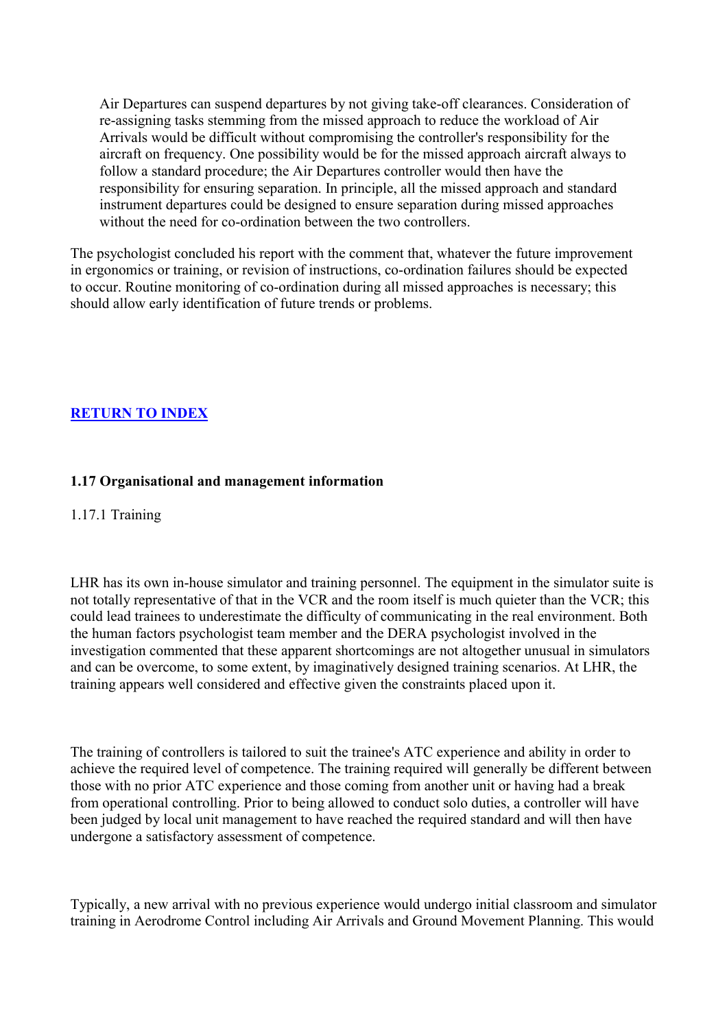> Air Departures can suspend departures by not giving take-off clearances. Consideration of re-assigning tasks stemming from the missed approach to reduce the workload of Air Arrivals would be difficult without compromising the controller's responsibility for the aircraft on frequency. One possibility would be for the missed approach aircraft always to follow a standard procedure; the Air Departures controller would then have the responsibility for ensuring separation. In principle, all the missed approach and standard instrument departures could be designed to ensure separation during missed approaches without the need for co-ordination between the two controllers.

The psychologist concluded his report with the comment that, whatever the future improvement in ergonomics or training, or revision of instructions, co-ordination failures should be expected to occur. Routine monitoring of co-ordination during all missed approaches is necessary; this should allow early identification of future trends or problems.

**RETURN TO INDEX**

### 1.17 Organisational and management information

1.17.1 Training

LHR has its own in-house simulator and training personnel. The equipment in the simulator suite is not totally representative of that in the VCR and the room itself is much quieter than the VCR; this could lead trainees to underestimate the difficulty of communicating in the real environment. Both the human factors psychologist team member and the DERA psychologist involved in the investigation commented that these apparent shortcomings are not altogether unusual in simulators and can be overcome, to some extent, by imaginatively designed training scenarios. At LHR, the training appears well considered and effective given the constraints placed upon it.

The training of controllers is tailored to suit the trainee's ATC experience and ability in order to achieve the required level of competence. The training required will generally be different between those with no prior ATC experience and those coming from another unit or having had a break from operational controlling. Prior to being allowed to conduct solo duties, a controller will have been judged by local unit management to have reached the required standard and will then have undergone a satisfactory assessment of competence.

Typically, a new arrival with no previous experience would undergo initial classroom and simulator training in Aerodrome Control including Air Arrivals and Ground Movement Planning. This would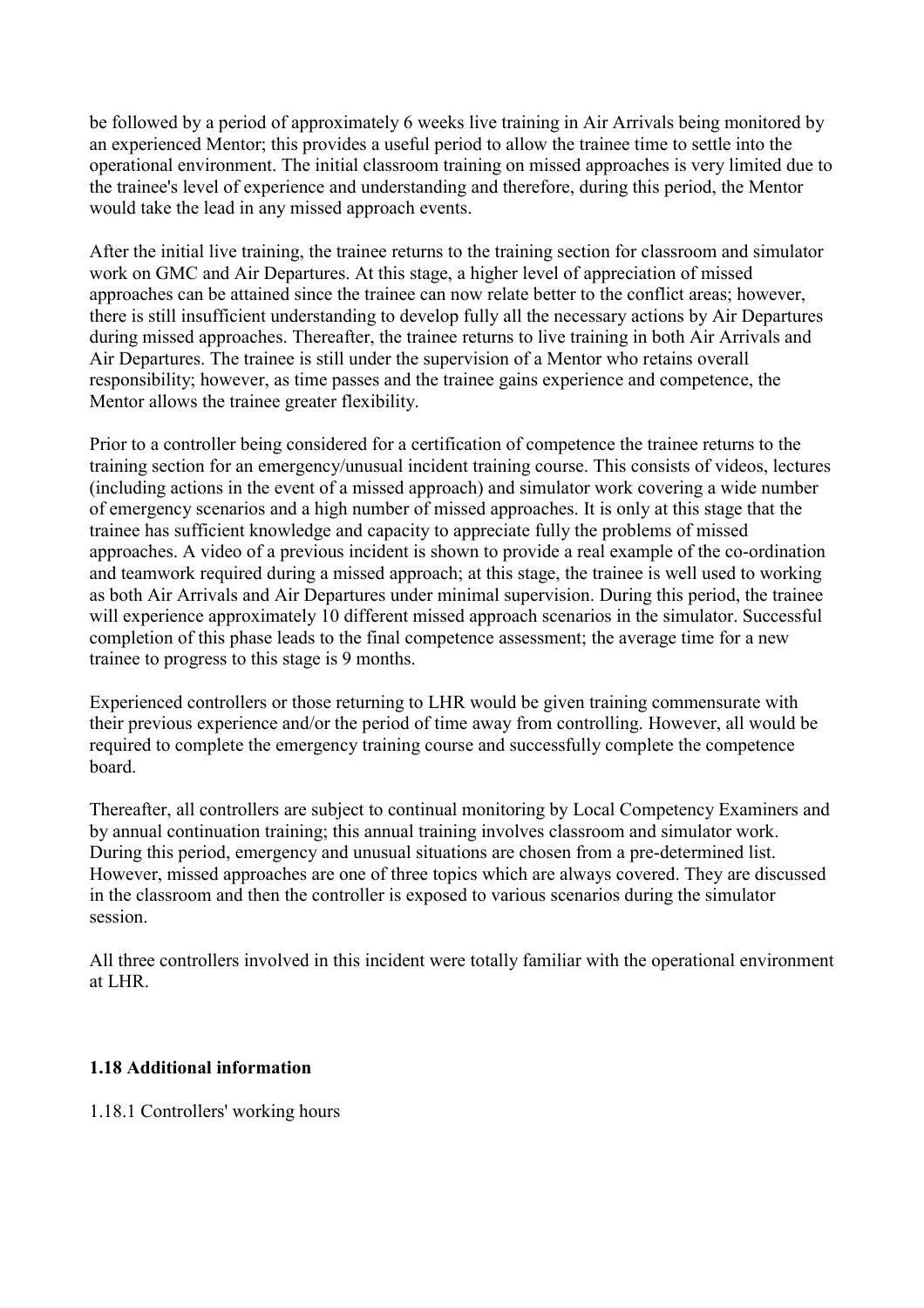be followed by a period of approximately 6 weeks live training in Air Arrivals being monitored by an experienced Mentor; this provides a useful period to allow the trainee time to settle into the operational environment. The initial classroom training on missed approaches is very limited due to the trainee's level of experience and understanding and therefore, during this period, the Mentor would take the lead in any missed approach events.

After the initial live training, the trainee returns to the training section for classroom and simulator work on GMC and Air Departures. At this stage, a higher level of appreciation of missed approaches can be attained since the trainee can now relate better to the conflict areas; however, there is still insufficient understanding to develop fully all the necessary actions by Air Departures during missed approaches. Thereafter, the trainee returns to live training in both Air Arrivals and Air Departures. The trainee is still under the supervision of a Mentor who retains overall responsibility; however, as time passes and the trainee gains experience and competence, the Mentor allows the trainee greater flexibility.

Prior to a controller being considered for a certification of competence the trainee returns to the training section for an emergency/unusual incident training course. This consists of videos, lectures (including actions in the event of a missed approach) and simulator work covering a wide number of emergency scenarios and a high number of missed approaches. It is only at this stage that the trainee has sufficient knowledge and capacity to appreciate fully the problems of missed approaches. A video of a previous incident is shown to provide a real example of the co-ordination and teamwork required during a missed approach; at this stage, the trainee is well used to working as both Air Arrivals and Air Departures under minimal supervision. During this period, the trainee will experience approximately 10 different missed approach scenarios in the simulator. Successful completion of this phase leads to the final competence assessment; the average time for a new trainee to progress to this stage is 9 months.

Experienced controllers or those returning to LHR would be given training commensurate with their previous experience and/or the period of time away from controlling. However, all would be required to complete the emergency training course and successfully complete the competence board.

Thereafter, all controllers are subject to continual monitoring by Local Competency Examiners and by annual continuation training; this annual training involves classroom and simulator work. During this period, emergency and unusual situations are chosen from a pre-determined list. However, missed approaches are one of three topics which are always covered. They are discussed in the classroom and then the controller is exposed to various scenarios during the simulator session.

All three controllers involved in this incident were totally familiar with the operational environment at LHR.

### 1.18 Additional information

1.18.1 Controllers' working hours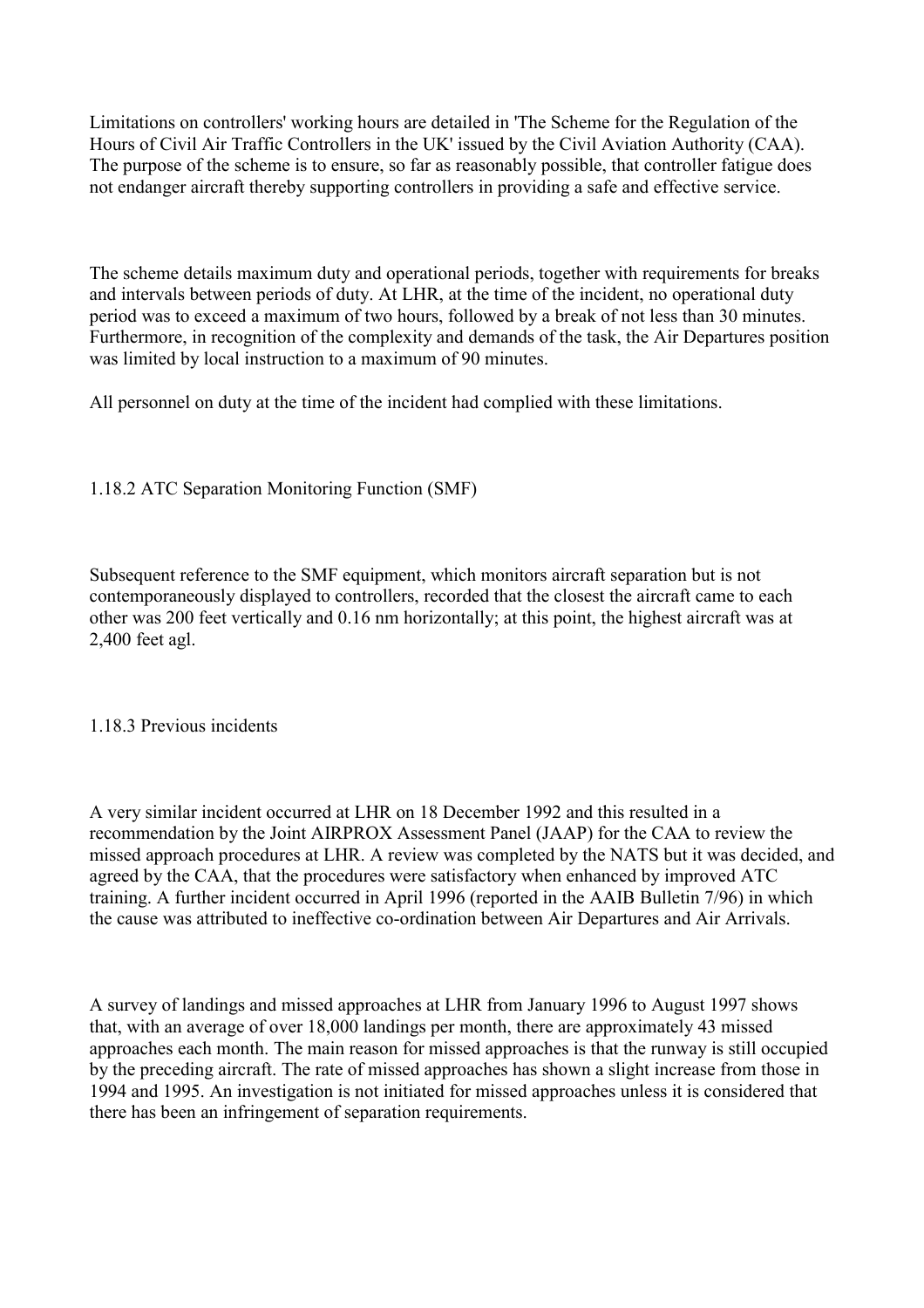Limitations on controllers' working hours are detailed in 'The Scheme for the Regulation of the Hours of Civil Air Traffic Controllers in the UK' issued by the Civil Aviation Authority (CAA). The purpose of the scheme is to ensure, so far as reasonably possible, that controller fatigue does not endanger aircraft thereby supporting controllers in providing a safe and effective service.

The scheme details maximum duty and operational periods, together with requirements for breaks and intervals between periods of duty. At LHR, at the time of the incident, no operational duty period was to exceed a maximum of two hours, followed by a break of not less than 30 minutes. Furthermore, in recognition of the complexity and demands of the task, the Air Departures position was limited by local instruction to a maximum of 90 minutes.

All personnel on duty at the time of the incident had complied with these limitations.

### 1.18.2 ATC Separation Monitoring Function (SMF)

Subsequent reference to the SMF equipment, which monitors aircraft separation but is not contemporaneously displayed to controllers, recorded that the closest the aircraft came to each other was 200 feet vertically and 0.16 nm horizontally; at this point, the highest aircraft was at 2,400 feet agl.

### 1.18.3 Previous incidents

A very similar incident occurred at LHR on 18 December 1992 and this resulted in a recommendation by the Joint AIRPROX Assessment Panel (JAAP) for the CAA to review the missed approach procedures at LHR. A review was completed by the NATS but it was decided, and agreed by the CAA, that the procedures were satisfactory when enhanced by improved ATC training. A further incident occurred in April 1996 (reported in the AAIB Bulletin 7/96) in which the cause was attributed to ineffective co-ordination between Air Departures and Air Arrivals.

A survey of landings and missed approaches at LHR from January 1996 to August 1997 shows that, with an average of over 18,000 landings per month, there are approximately 43 missed approaches each month. The main reason for missed approaches is that the runway is still occupied by the preceding aircraft. The rate of missed approaches has shown a slight increase from those in 1994 and 1995. An investigation is not initiated for missed approaches unless it is considered that there has been an infringement of separation requirements.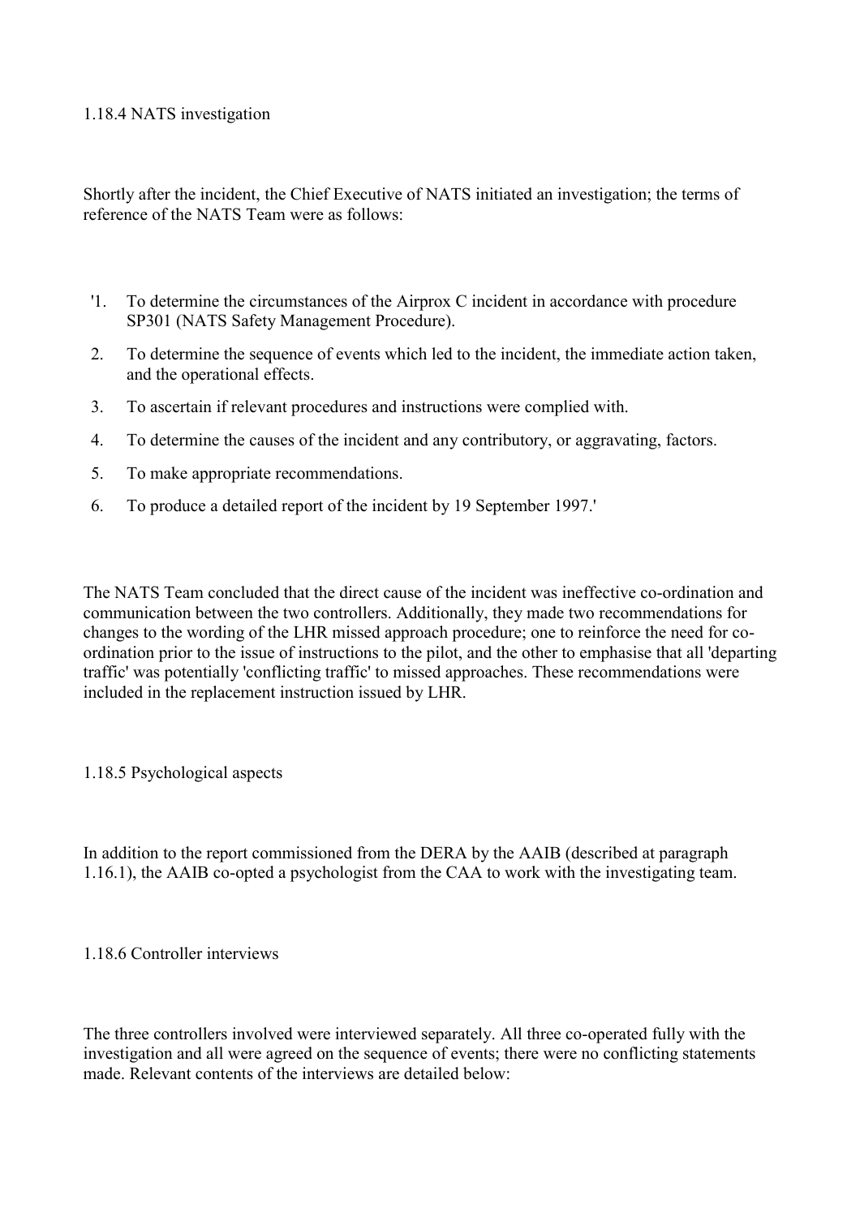### 1.18.4 NATS investigation

Shortly after the incident, the Chief Executive of NATS initiated an investigation; the terms of reference of the NATS Team were as follows:

'1. To determine the circumstances of the Airprox C incident in accordance with procedure SP301 (NATS Safety Management Procedure).
2. To determine the sequence of events which led to the incident, the immediate action taken, and the operational effects.
3. To ascertain if relevant procedures and instructions were complied with.
4. To determine the causes of the incident and any contributory, or aggravating, factors.
5. To make appropriate recommendations.
6. To produce a detailed report of the incident by 19 September 1997.'

The NATS Team concluded that the direct cause of the incident was ineffective co-ordination and communication between the two controllers. Additionally, they made two recommendations for changes to the wording of the LHR missed approach procedure; one to reinforce the need for co-ordination prior to the issue of instructions to the pilot, and the other to emphasise that all 'departing traffic' was potentially 'conflicting traffic' to missed approaches. These recommendations were included in the replacement instruction issued by LHR.

### 1.18.5 Psychological aspects

In addition to the report commissioned from the DERA by the AAIB (described at paragraph 1.16.1), the AAIB co-opted a psychologist from the CAA to work with the investigating team.

### 1.18.6 Controller interviews

The three controllers involved were interviewed separately. All three co-operated fully with the investigation and all were agreed on the sequence of events; there were no conflicting statements made. Relevant contents of the interviews are detailed below: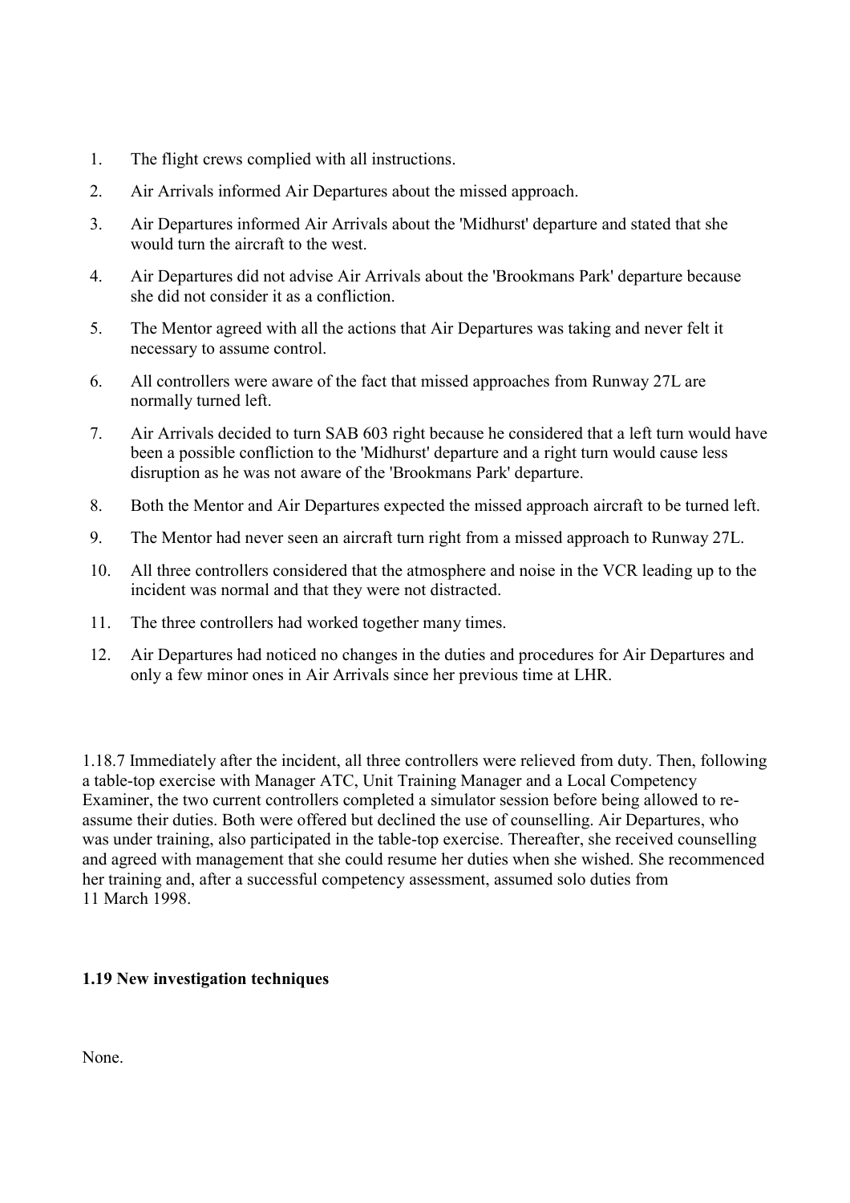1. The flight crews complied with all instructions.
2. Air Arrivals informed Air Departures about the missed approach.
3. Air Departures informed Air Arrivals about the 'Midhurst' departure and stated that she would turn the aircraft to the west.
4. Air Departures did not advise Air Arrivals about the 'Brookmans Park' departure because she did not consider it as a confliction.
5. The Mentor agreed with all the actions that Air Departures was taking and never felt it necessary to assume control.
6. All controllers were aware of the fact that missed approaches from Runway 27L are normally turned left.
7. Air Arrivals decided to turn SAB 603 right because he considered that a left turn would have been a possible confliction to the 'Midhurst' departure and a right turn would cause less disruption as he was not aware of the 'Brookmans Park' departure.
8. Both the Mentor and Air Departures expected the missed approach aircraft to be turned left.
9. The Mentor had never seen an aircraft turn right from a missed approach to Runway 27L.
10. All three controllers considered that the atmosphere and noise in the VCR leading up to the incident was normal and that they were not distracted.
11. The three controllers had worked together many times.
12. Air Departures had noticed no changes in the duties and procedures for Air Departures and only a few minor ones in Air Arrivals since her previous time at LHR.

1.18.7 Immediately after the incident, all three controllers were relieved from duty. Then, following a table-top exercise with Manager ATC, Unit Training Manager and a Local Competency Examiner, the two current controllers completed a simulator session before being allowed to re-assume their duties. Both were offered but declined the use of counselling. Air Departures, who was under training, also participated in the table-top exercise. Thereafter, she received counselling and agreed with management that she could resume her duties when she wished. She recommenced her training and, after a successful competency assessment, assumed solo duties from 11 March 1998.

**1.19 New investigation techniques**

None.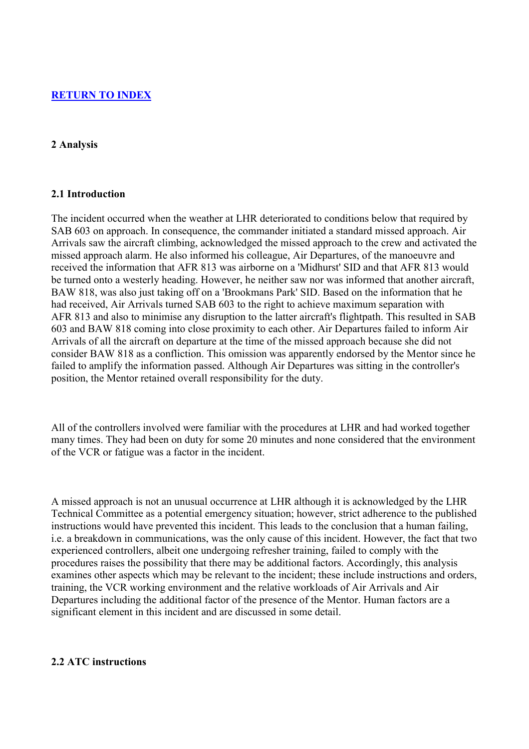[RETURN TO INDEX](#)

## 2 Analysis

### 2.1 Introduction

The incident occurred when the weather at LHR deteriorated to conditions below that required by SAB 603 on approach. In consequence, the commander initiated a standard missed approach. Air Arrivals saw the aircraft climbing, acknowledged the missed approach to the crew and activated the missed approach alarm. He also informed his colleague, Air Departures, of the manoeuvre and received the information that AFR 813 was airborne on a 'Midhurst' SID and that AFR 813 would be turned onto a westerly heading. However, he neither saw nor was informed that another aircraft, BAW 818, was also just taking off on a 'Brookmans Park' SID. Based on the information that he had received, Air Arrivals turned SAB 603 to the right to achieve maximum separation with AFR 813 and also to minimise any disruption to the latter aircraft's flightpath. This resulted in SAB 603 and BAW 818 coming into close proximity to each other. Air Departures failed to inform Air Arrivals of all the aircraft on departure at the time of the missed approach because she did not consider BAW 818 as a confliction. This omission was apparently endorsed by the Mentor since he failed to amplify the information passed. Although Air Departures was sitting in the controller's position, the Mentor retained overall responsibility for the duty.

All of the controllers involved were familiar with the procedures at LHR and had worked together many times. They had been on duty for some 20 minutes and none considered that the environment of the VCR or fatigue was a factor in the incident.

A missed approach is not an unusual occurrence at LHR although it is acknowledged by the LHR Technical Committee as a potential emergency situation; however, strict adherence to the published instructions would have prevented this incident. This leads to the conclusion that a human failing, i.e. a breakdown in communications, was the only cause of this incident. However, the fact that two experienced controllers, albeit one undergoing refresher training, failed to comply with the procedures raises the possibility that there may be additional factors. Accordingly, this analysis examines other aspects which may be relevant to the incident; these include instructions and orders, training, the VCR working environment and the relative workloads of Air Arrivals and Air Departures including the additional factor of the presence of the Mentor. Human factors are a significant element in this incident and are discussed in some detail.

### 2.2 ATC instructions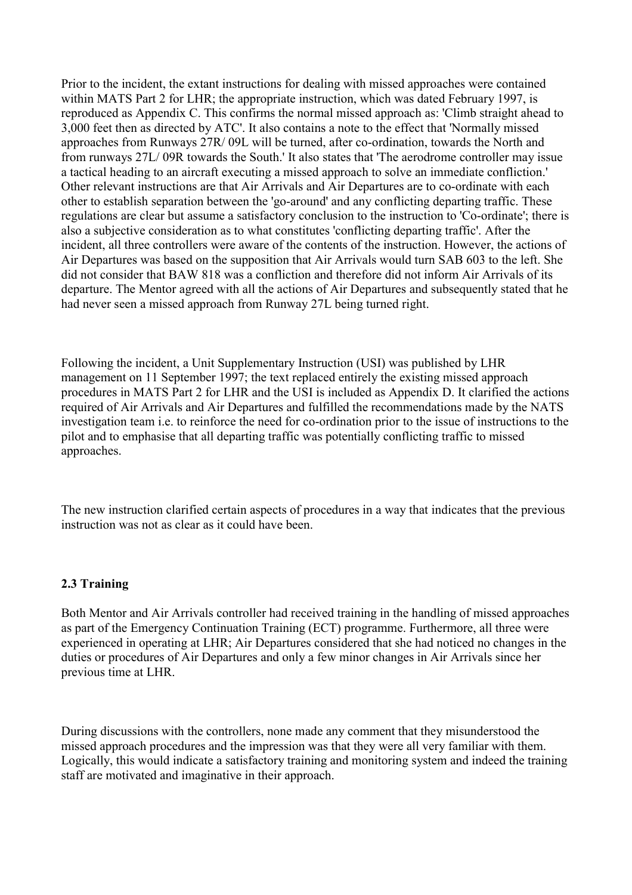Prior to the incident, the extant instructions for dealing with missed approaches were contained within MATS Part 2 for LHR; the appropriate instruction, which was dated February 1997, is reproduced as Appendix C. This confirms the normal missed approach as: 'Climb straight ahead to 3,000 feet then as directed by ATC'. It also contains a note to the effect that 'Normally missed approaches from Runways 27R/ 09L will be turned, after co-ordination, towards the North and from runways 27L/ 09R towards the South.' It also states that 'The aerodrome controller may issue a tactical heading to an aircraft executing a missed approach to solve an immediate confliction.' Other relevant instructions are that Air Arrivals and Air Departures are to co-ordinate with each other to establish separation between the 'go-around' and any conflicting departing traffic. These regulations are clear but assume a satisfactory conclusion to the instruction to 'Co-ordinate'; there is also a subjective consideration as to what constitutes 'conflicting departing traffic'. After the incident, all three controllers were aware of the contents of the instruction. However, the actions of Air Departures was based on the supposition that Air Arrivals would turn SAB 603 to the left. She did not consider that BAW 818 was a confliction and therefore did not inform Air Arrivals of its departure. The Mentor agreed with all the actions of Air Departures and subsequently stated that he had never seen a missed approach from Runway 27L being turned right.

Following the incident, a Unit Supplementary Instruction (USI) was published by LHR management on 11 September 1997; the text replaced entirely the existing missed approach procedures in MATS Part 2 for LHR and the USI is included as Appendix D. It clarified the actions required of Air Arrivals and Air Departures and fulfilled the recommendations made by the NATS investigation team i.e. to reinforce the need for co-ordination prior to the issue of instructions to the pilot and to emphasise that all departing traffic was potentially conflicting traffic to missed approaches.

The new instruction clarified certain aspects of procedures in a way that indicates that the previous instruction was not as clear as it could have been.

### 2.3 Training

Both Mentor and Air Arrivals controller had received training in the handling of missed approaches as part of the Emergency Continuation Training (ECT) programme. Furthermore, all three were experienced in operating at LHR; Air Departures considered that she had noticed no changes in the duties or procedures of Air Departures and only a few minor changes in Air Arrivals since her previous time at LHR.

During discussions with the controllers, none made any comment that they misunderstood the missed approach procedures and the impression was that they were all very familiar with them. Logically, this would indicate a satisfactory training and monitoring system and indeed the training staff are motivated and imaginative in their approach.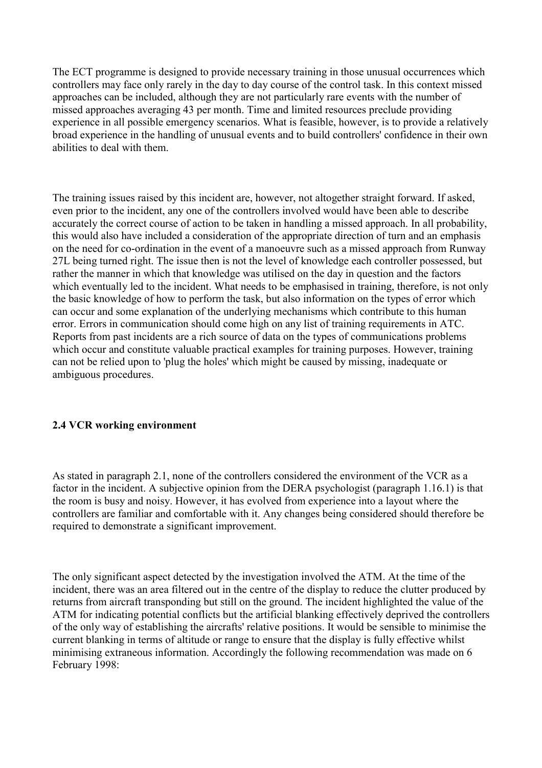The ECT programme is designed to provide necessary training in those unusual occurrences which controllers may face only rarely in the day to day course of the control task. In this context missed approaches can be included, although they are not particularly rare events with the number of missed approaches averaging 43 per month. Time and limited resources preclude providing experience in all possible emergency scenarios. What is feasible, however, is to provide a relatively broad experience in the handling of unusual events and to build controllers' confidence in their own abilities to deal with them.

The training issues raised by this incident are, however, not altogether straight forward. If asked, even prior to the incident, any one of the controllers involved would have been able to describe accurately the correct course of action to be taken in handling a missed approach. In all probability, this would also have included a consideration of the appropriate direction of turn and an emphasis on the need for co-ordination in the event of a manoeuvre such as a missed approach from Runway 27L being turned right. The issue then is not the level of knowledge each controller possessed, but rather the manner in which that knowledge was utilised on the day in question and the factors which eventually led to the incident. What needs to be emphasised in training, therefore, is not only the basic knowledge of how to perform the task, but also information on the types of error which can occur and some explanation of the underlying mechanisms which contribute to this human error. Errors in communication should come high on any list of training requirements in ATC. Reports from past incidents are a rich source of data on the types of communications problems which occur and constitute valuable practical examples for training purposes. However, training can not be relied upon to 'plug the holes' which might be caused by missing, inadequate or ambiguous procedures.

### 2.4 VCR working environment

As stated in paragraph 2.1, none of the controllers considered the environment of the VCR as a factor in the incident. A subjective opinion from the DERA psychologist (paragraph 1.16.1) is that the room is busy and noisy. However, it has evolved from experience into a layout where the controllers are familiar and comfortable with it. Any changes being considered should therefore be required to demonstrate a significant improvement.

The only significant aspect detected by the investigation involved the ATM. At the time of the incident, there was an area filtered out in the centre of the display to reduce the clutter produced by returns from aircraft transponding but still on the ground. The incident highlighted the value of the ATM for indicating potential conflicts but the artificial blanking effectively deprived the controllers of the only way of establishing the aircrafts' relative positions. It would be sensible to minimise the current blanking in terms of altitude or range to ensure that the display is fully effective whilst minimising extraneous information. Accordingly the following recommendation was made on 6 February 1998: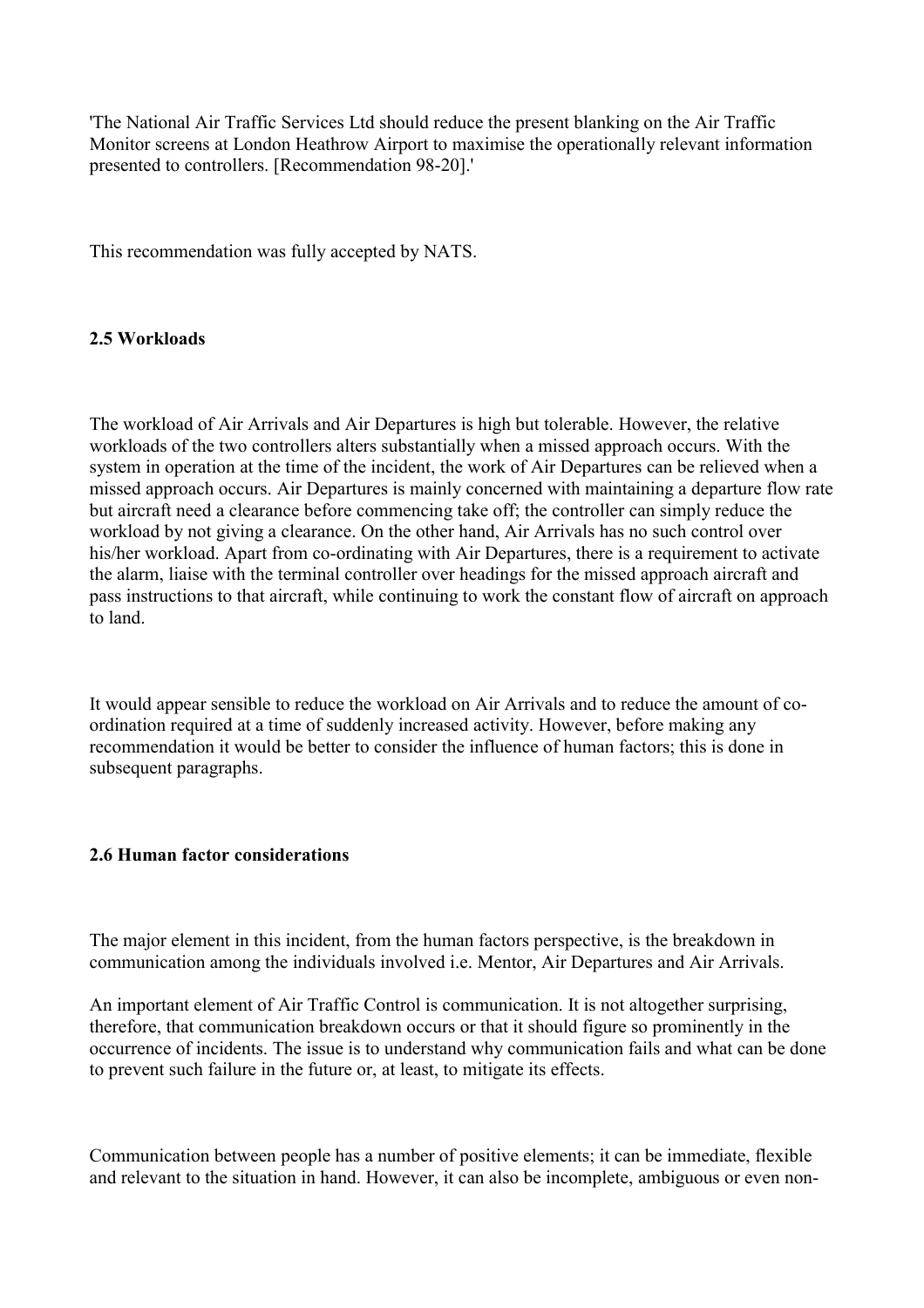'The National Air Traffic Services Ltd should reduce the present blanking on the Air Traffic Monitor screens at London Heathrow Airport to maximise the operationally relevant information presented to controllers. [Recommendation 98-20].'

This recommendation was fully accepted by NATS.

### 2.5 Workloads

The workload of Air Arrivals and Air Departures is high but tolerable. However, the relative workloads of the two controllers alters substantially when a missed approach occurs. With the system in operation at the time of the incident, the work of Air Departures can be relieved when a missed approach occurs. Air Departures is mainly concerned with maintaining a departure flow rate but aircraft need a clearance before commencing take off; the controller can simply reduce the workload by not giving a clearance. On the other hand, Air Arrivals has no such control over his/her workload. Apart from co-ordinating with Air Departures, there is a requirement to activate the alarm, liaise with the terminal controller over headings for the missed approach aircraft and pass instructions to that aircraft, while continuing to work the constant flow of aircraft on approach to land.

It would appear sensible to reduce the workload on Air Arrivals and to reduce the amount of co-ordination required at a time of suddenly increased activity. However, before making any recommendation it would be better to consider the influence of human factors; this is done in subsequent paragraphs.

### 2.6 Human factor considerations

The major element in this incident, from the human factors perspective, is the breakdown in communication among the individuals involved i.e. Mentor, Air Departures and Air Arrivals.

An important element of Air Traffic Control is communication. It is not altogether surprising, therefore, that communication breakdown occurs or that it should figure so prominently in the occurrence of incidents. The issue is to understand why communication fails and what can be done to prevent such failure in the future or, at least, to mitigate its effects.

Communication between people has a number of positive elements; it can be immediate, flexible and relevant to the situation in hand. However, it can also be incomplete, ambiguous or even non-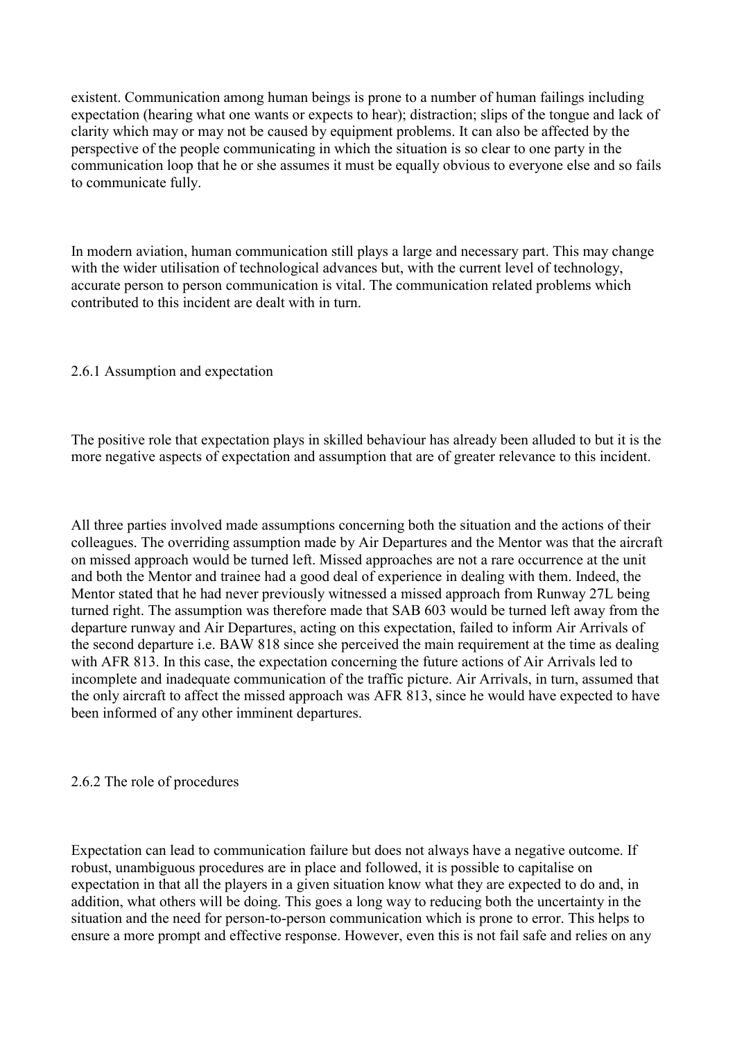existent. Communication among human beings is prone to a number of human failings including expectation (hearing what one wants or expects to hear); distraction; slips of the tongue and lack of clarity which may or may not be caused by equipment problems. It can also be affected by the perspective of the people communicating in which the situation is so clear to one party in the communication loop that he or she assumes it must be equally obvious to everyone else and so fails to communicate fully.

In modern aviation, human communication still plays a large and necessary part. This may change with the wider utilisation of technological advances but, with the current level of technology, accurate person to person communication is vital. The communication related problems which contributed to this incident are dealt with in turn.

### 2.6.1 Assumption and expectation

The positive role that expectation plays in skilled behaviour has already been alluded to but it is the more negative aspects of expectation and assumption that are of greater relevance to this incident.

All three parties involved made assumptions concerning both the situation and the actions of their colleagues. The overriding assumption made by Air Departures and the Mentor was that the aircraft on missed approach would be turned left. Missed approaches are not a rare occurrence at the unit and both the Mentor and trainee had a good deal of experience in dealing with them. Indeed, the Mentor stated that he had never previously witnessed a missed approach from Runway 27L being turned right. The assumption was therefore made that SAB 603 would be turned left away from the departure runway and Air Departures, acting on this expectation, failed to inform Air Arrivals of the second departure i.e. BAW 818 since she perceived the main requirement at the time as dealing with AFR 813. In this case, the expectation concerning the future actions of Air Arrivals led to incomplete and inadequate communication of the traffic picture. Air Arrivals, in turn, assumed that the only aircraft to affect the missed approach was AFR 813, since he would have expected to have been informed of any other imminent departures.

### 2.6.2 The role of procedures

Expectation can lead to communication failure but does not always have a negative outcome. If robust, unambiguous procedures are in place and followed, it is possible to capitalise on expectation in that all the players in a given situation know what they are expected to do and, in addition, what others will be doing. This goes a long way to reducing both the uncertainty in the situation and the need for person-to-person communication which is prone to error. This helps to ensure a more prompt and effective response. However, even this is not fail safe and relies on any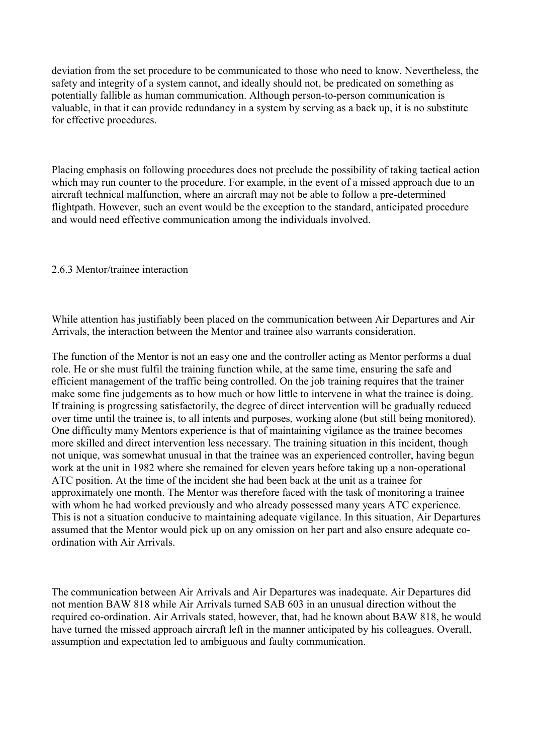deviation from the set procedure to be communicated to those who need to know. Nevertheless, the safety and integrity of a system cannot, and ideally should not, be predicated on something as potentially fallible as human communication. Although person-to-person communication is valuable, in that it can provide redundancy in a system by serving as a back up, it is no substitute for effective procedures.

Placing emphasis on following procedures does not preclude the possibility of taking tactical action which may run counter to the procedure. For example, in the event of a missed approach due to an aircraft technical malfunction, where an aircraft may not be able to follow a pre-determined flightpath. However, such an event would be the exception to the standard, anticipated procedure and would need effective communication among the individuals involved.

### 2.6.3 Mentor/trainee interaction

While attention has justifiably been placed on the communication between Air Departures and Air Arrivals, the interaction between the Mentor and trainee also warrants consideration.

The function of the Mentor is not an easy one and the controller acting as Mentor performs a dual role. He or she must fulfil the training function while, at the same time, ensuring the safe and efficient management of the traffic being controlled. On the job training requires that the trainer make some fine judgements as to how much or how little to intervene in what the trainee is doing. If training is progressing satisfactorily, the degree of direct intervention will be gradually reduced over time until the trainee is, to all intents and purposes, working alone (but still being monitored). One difficulty many Mentors experience is that of maintaining vigilance as the trainee becomes more skilled and direct intervention less necessary. The training situation in this incident, though not unique, was somewhat unusual in that the trainee was an experienced controller, having begun work at the unit in 1982 where she remained for eleven years before taking up a non-operational ATC position. At the time of the incident she had been back at the unit as a trainee for approximately one month. The Mentor was therefore faced with the task of monitoring a trainee with whom he had worked previously and who already possessed many years ATC experience. This is not a situation conducive to maintaining adequate vigilance. In this situation, Air Departures assumed that the Mentor would pick up on any omission on her part and also ensure adequate co-ordination with Air Arrivals.

The communication between Air Arrivals and Air Departures was inadequate. Air Departures did not mention BAW 818 while Air Arrivals turned SAB 603 in an unusual direction without the required co-ordination. Air Arrivals stated, however, that, had he known about BAW 818, he would have turned the missed approach aircraft left in the manner anticipated by his colleagues. Overall, assumption and expectation led to ambiguous and faulty communication.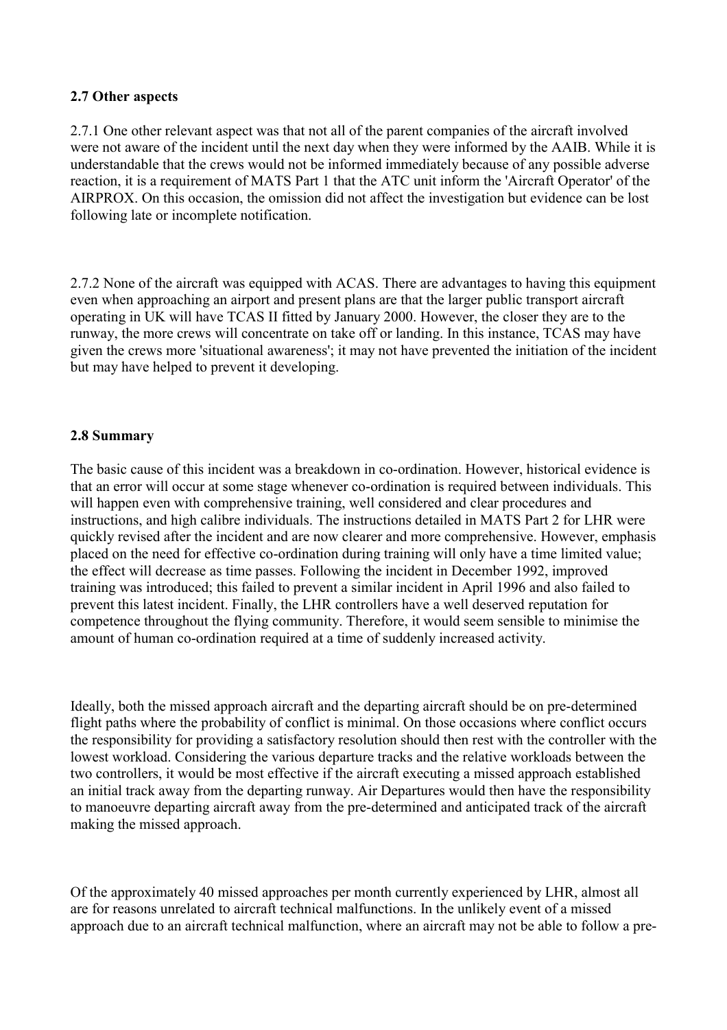### 2.7 Other aspects

2.7.1 One other relevant aspect was that not all of the parent companies of the aircraft involved were not aware of the incident until the next day when they were informed by the AAIB. While it is understandable that the crews would not be informed immediately because of any possible adverse reaction, it is a requirement of MATS Part 1 that the ATC unit inform the 'Aircraft Operator' of the AIRPROX. On this occasion, the omission did not affect the investigation but evidence can be lost following late or incomplete notification.

2.7.2 None of the aircraft was equipped with ACAS. There are advantages to having this equipment even when approaching an airport and present plans are that the larger public transport aircraft operating in UK will have TCAS II fitted by January 2000. However, the closer they are to the runway, the more crews will concentrate on take off or landing. In this instance, TCAS may have given the crews more 'situational awareness'; it may not have prevented the initiation of the incident but may have helped to prevent it developing.

### 2.8 Summary

The basic cause of this incident was a breakdown in co-ordination. However, historical evidence is that an error will occur at some stage whenever co-ordination is required between individuals. This will happen even with comprehensive training, well considered and clear procedures and instructions, and high calibre individuals. The instructions detailed in MATS Part 2 for LHR were quickly revised after the incident and are now clearer and more comprehensive. However, emphasis placed on the need for effective co-ordination during training will only have a time limited value; the effect will decrease as time passes. Following the incident in December 1992, improved training was introduced; this failed to prevent a similar incident in April 1996 and also failed to prevent this latest incident. Finally, the LHR controllers have a well deserved reputation for competence throughout the flying community. Therefore, it would seem sensible to minimise the amount of human co-ordination required at a time of suddenly increased activity.

Ideally, both the missed approach aircraft and the departing aircraft should be on pre-determined flight paths where the probability of conflict is minimal. On those occasions where conflict occurs the responsibility for providing a satisfactory resolution should then rest with the controller with the lowest workload. Considering the various departure tracks and the relative workloads between the two controllers, it would be most effective if the aircraft executing a missed approach established an initial track away from the departing runway. Air Departures would then have the responsibility to manoeuvre departing aircraft away from the pre-determined and anticipated track of the aircraft making the missed approach.

Of the approximately 40 missed approaches per month currently experienced by LHR, almost all are for reasons unrelated to aircraft technical malfunctions. In the unlikely event of a missed approach due to an aircraft technical malfunction, where an aircraft may not be able to follow a pre-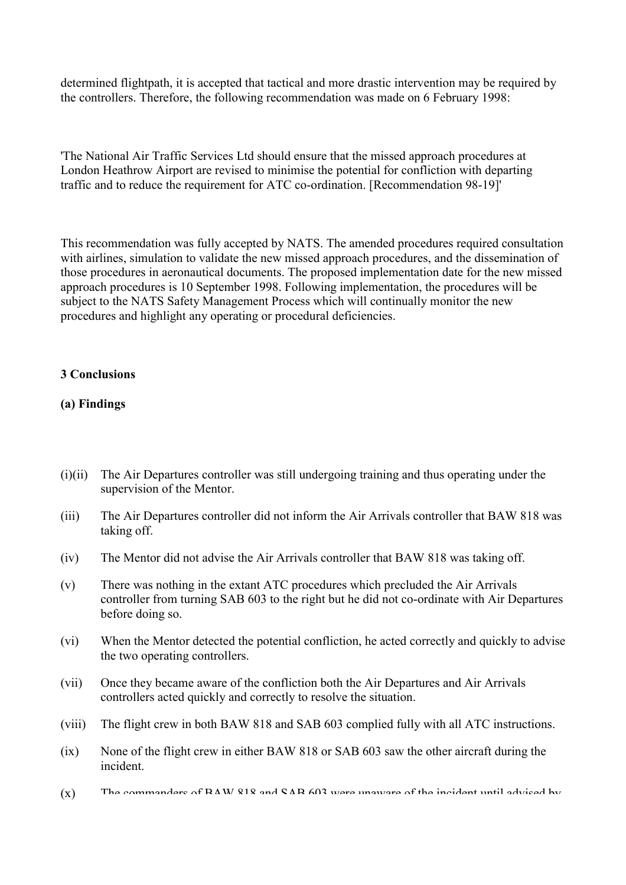determined flightpath, it is accepted that tactical and more drastic intervention may be required by the controllers. Therefore, the following recommendation was made on 6 February 1998:

'The National Air Traffic Services Ltd should ensure that the missed approach procedures at London Heathrow Airport are revised to minimise the potential for confliction with departing traffic and to reduce the requirement for ATC co-ordination. [Recommendation 98-19]'

This recommendation was fully accepted by NATS. The amended procedures required consultation with airlines, simulation to validate the new missed approach procedures, and the dissemination of those procedures in aeronautical documents. The proposed implementation date for the new missed approach procedures is 10 September 1998. Following implementation, the procedures will be subject to the NATS Safety Management Process which will continually monitor the new procedures and highlight any operating or procedural deficiencies.

## 3 Conclusions

### (a) Findings

(i)(ii) The Air Departures controller was still undergoing training and thus operating under the supervision of the Mentor.

(iii) The Air Departures controller did not inform the Air Arrivals controller that BAW 818 was taking off.

(iv) The Mentor did not advise the Air Arrivals controller that BAW 818 was taking off.

(v) There was nothing in the extant ATC procedures which precluded the Air Arrivals controller from turning SAB 603 to the right but he did not co-ordinate with Air Departures before doing so.

(vi) When the Mentor detected the potential confliction, he acted correctly and quickly to advise the two operating controllers.

(vii) Once they became aware of the confliction both the Air Departures and Air Arrivals controllers acted quickly and correctly to resolve the situation.

(viii) The flight crew in both BAW 818 and SAB 603 complied fully with all ATC instructions.

(ix) None of the flight crew in either BAW 818 or SAB 603 saw the other aircraft during the incident.

(x) The commanders of BAW 818 and SAB 603 were unaware of the incident until advised by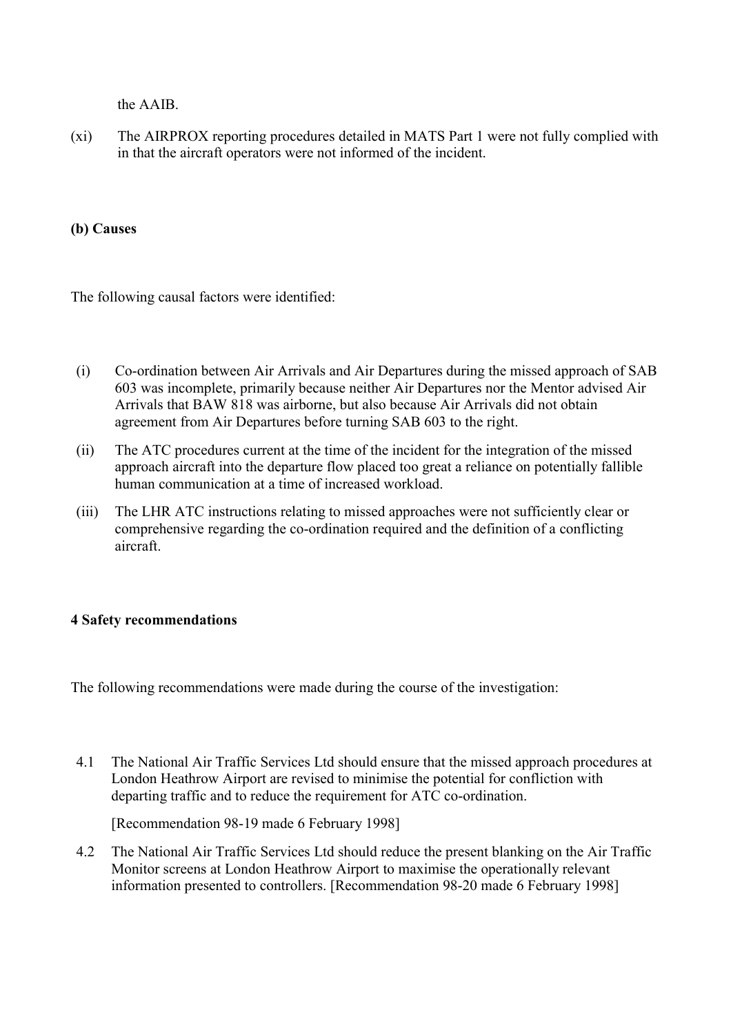the AAIB.

(xi) The AIRPROX reporting procedures detailed in MATS Part 1 were not fully complied with in that the aircraft operators were not informed of the incident.

**(b) Causes**

The following causal factors were identified:

(i) Co-ordination between Air Arrivals and Air Departures during the missed approach of SAB 603 was incomplete, primarily because neither Air Departures nor the Mentor advised Air Arrivals that BAW 818 was airborne, but also because Air Arrivals did not obtain agreement from Air Departures before turning SAB 603 to the right.

(ii) The ATC procedures current at the time of the incident for the integration of the missed approach aircraft into the departure flow placed too great a reliance on potentially fallible human communication at a time of increased workload.

(iii) The LHR ATC instructions relating to missed approaches were not sufficiently clear or comprehensive regarding the co-ordination required and the definition of a conflicting aircraft.

**4 Safety recommendations**

The following recommendations were made during the course of the investigation:

4.1 The National Air Traffic Services Ltd should ensure that the missed approach procedures at London Heathrow Airport are revised to minimise the potential for confliction with departing traffic and to reduce the requirement for ATC co-ordination.

[Recommendation 98-19 made 6 February 1998]

4.2 The National Air Traffic Services Ltd should reduce the present blanking on the Air Traffic Monitor screens at London Heathrow Airport to maximise the operationally relevant information presented to controllers. [Recommendation 98-20 made 6 February 1998]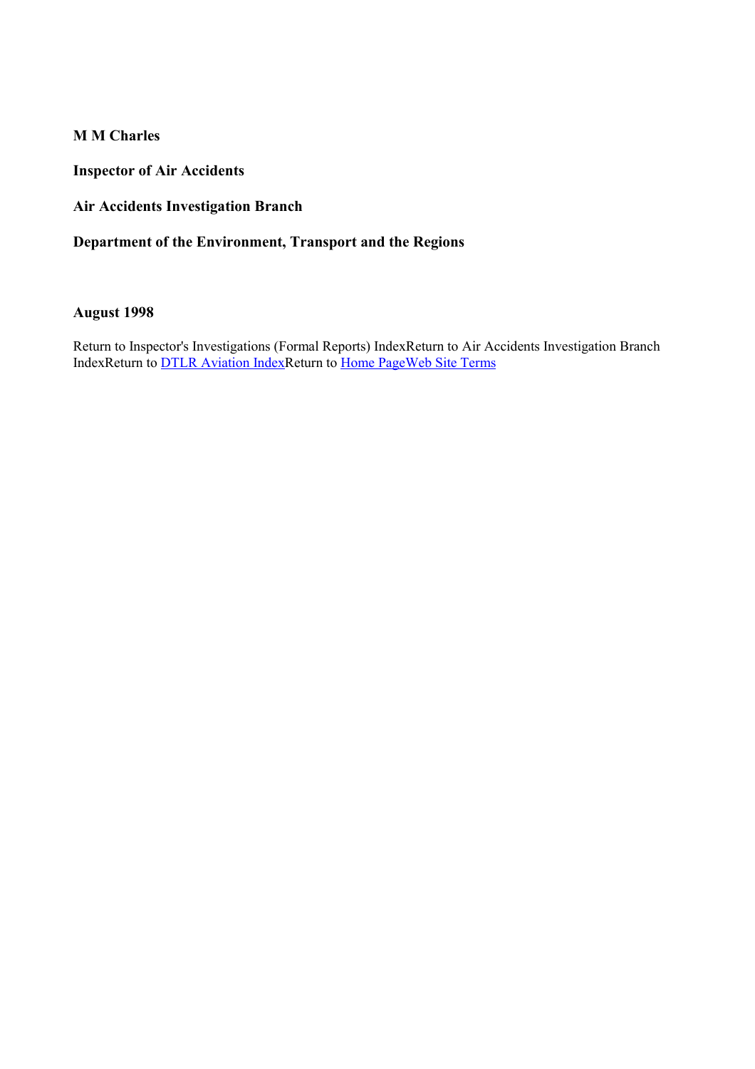**M M Charles**

**Inspector of Air Accidents**

**Air Accidents Investigation Branch**

**Department of the Environment, Transport and the Regions**

**August 1998**

Return to Inspector's Investigations (Formal Reports) IndexReturn to Air Accidents Investigation Branch IndexReturn to DTLR Aviation IndexReturn to Home PageWeb Site Terms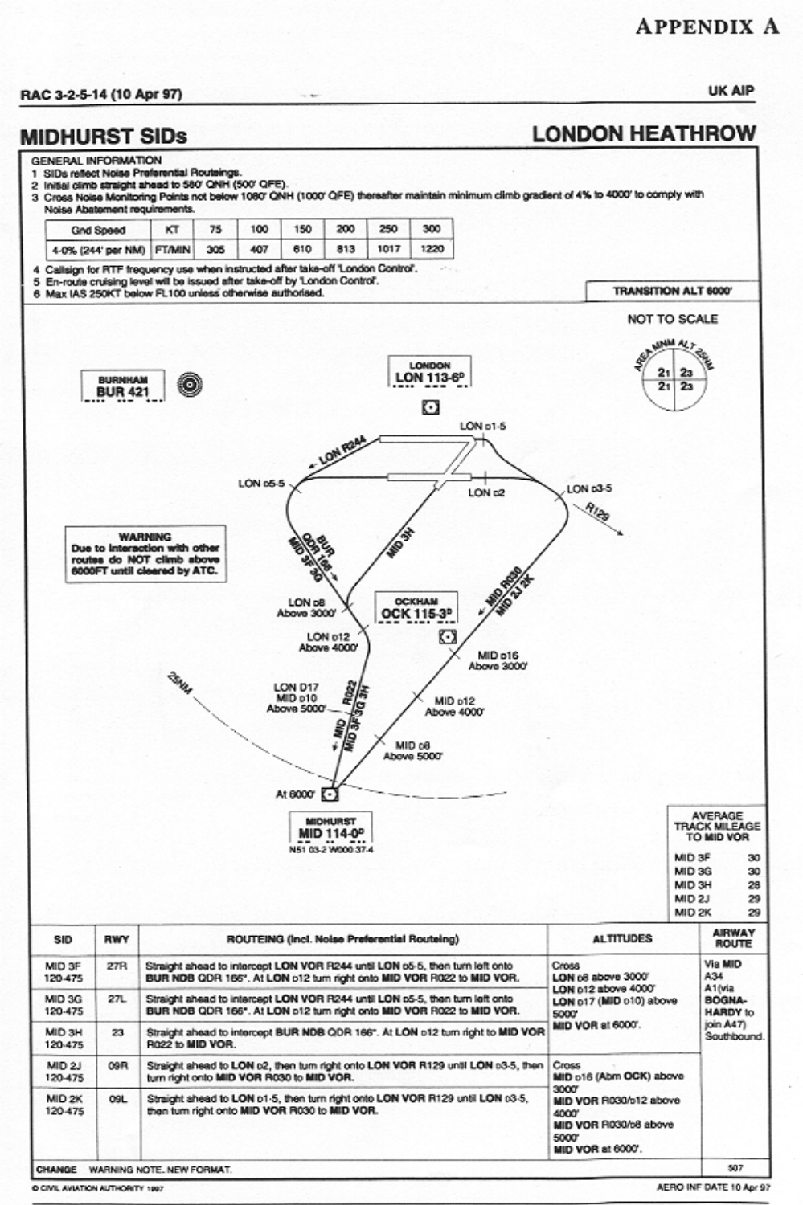# APPENDIX A

RAC 3-2-5-14 (10 Apr 97) — UK AIP

## MIDHURST SIDs — LONDON HEATHROW

**GENERAL INFORMATION**

1. SIDs reflect Noise Preferential Routeings.
2. Initial climb straight ahead to 580' QNH (500' QFE).
3. Cross Noise Monitoring Points not below 1080' QNH (1000' QFE) thereafter maintain minimum climb gradient of 4% to 4000' to comply with Noise Abatement requirements.

| Gnd Speed | KT | 75 | 100 | 150 | 200 | 250 | 300 |
|---|---|---|---|---|---|---|---|
| 4·0% (244' per NM) | FT/MIN | 305 | 407 | 610 | 813 | 1017 | 1220 |

4. Callsign for RTF frequency use when instructed after take-off 'London Control'.
5. En-route cruising level will be issued after take-off by 'London Control'.
6. Max IAS 250KT below FL100 unless otherwise authorised.

**TRANSITION ALT 6000'**

NOT TO SCALE

AREA MNM ALT 25NM: 21 | 23 / 21 | 23

BURNHAM BUR 421

LONDON LON 113·6D

LON D1·5 — LON R244 — LON D5·5 — LON D2 — LON D3·5 — R129

**WARNING** Due to interaction with other routes do NOT climb above 6000FT until cleared by ATC.

BUR QDR 166 — MID 3F 3G — MID 3H

OCKHAM OCK 115·3D

MID R030 MID 2J 2K

LON D8 Above 3000'

LON D12 Above 4000'

MID D16 Above 3000'

LON D17 MID D10 Above 5000'

MID R022 MID 3F 3G 3H

MID D12 Above 4000'

MID D8 Above 5000'

25NM

At 6000'

MIDHURST MID 114·0D N51 03·2 W000 37·4

| AVERAGE TRACK MILEAGE TO MID VOR | |
|---|---|
| MID 3F | 30 |
| MID 3G | 30 |
| MID 3H | 28 |
| MID 2J | 29 |
| MID 2K | 29 |

| SID | RWY | ROUTEING (Incl. Noise Preferential Routeing) | ALTITUDES | AIRWAY ROUTE |
|---|---|---|---|---|
| MID 3F 120·475 | 27R | Straight ahead to intercept **LON VOR** R244 until **LON** D5·5, then turn left onto **BUR NDB** QDR 166°. At **LON** D12 turn right onto **MID VOR** R022 to **MID VOR**. | Cross **LON** D8 above 3000' **LON** D12 above 4000' **LON** D17 (**MID** D10) above 5000' **MID VOR** at 6000'. | Via **MID** A34 A1(via **BOGNA-HARDY** to join A47) Southbound. |
| MID 3G 120·475 | 27L | Straight ahead to intercept **LON VOR** R244 until **LON** D5·5, then turn left onto **BUR NDB** QDR 166°. At **LON** D12 turn right onto **MID VOR** R022 to **MID VOR**. | | |
| MID 3H 120·475 | 23 | Straight ahead to intercept **BUR NDB** QDR 166°. At **LON** D12 turn right to **MID VOR** R022 to **MID VOR**. | | |
| MID 2J 120·475 | 09R | Straight ahead to **LON** D2, then turn right onto **LON VOR** R129 until **LON** D3·5, then turn right onto **MID VOR** R030 to **MID VOR**. | Cross **MID** D16 (Abm **OCK**) above 3000' **MID VOR** R030/D12 above 4000' **MID VOR** R030/D8 above 5000' **MID VOR** at 6000'. | |
| MID 2K 120·475 | 09L | Straight ahead to **LON** D1·5, then turn right onto **LON VOR** R129 until **LON** D3·5, then turn right onto **MID VOR** R030 to **MID VOR**. | | |

CHANGE WARNING NOTE. NEW FORMAT.

© CIVIL AVIATION AUTHORITY 1997 — AERO INF DATE 10 Apr 97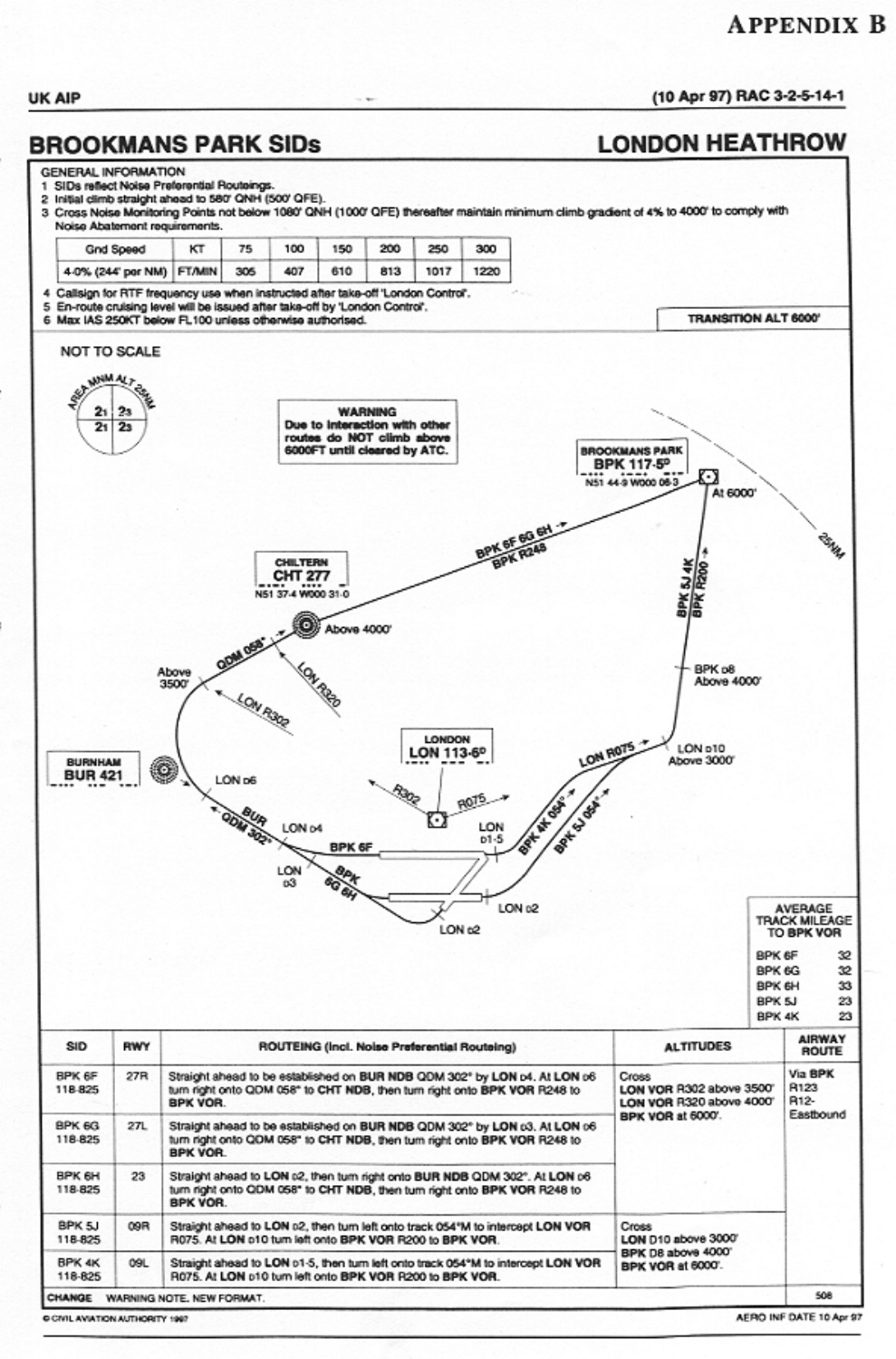# APPENDIX B

UK AIP (10 Apr 97) RAC 3-2-5-14-1

## BROOKMANS PARK SIDs — LONDON HEATHROW

GENERAL INFORMATION

1. SIDs reflect Noise Preferential Routeings.
2. Initial climb straight ahead to 580' QNH (500' QFE).
3. Cross Noise Monitoring Points not below 1080' QNH (1000' QFE) thereafter maintain minimum climb gradient of 4% to 4000' to comply with Noise Abatement requirements.

| Gnd Speed | KT | 75 | 100 | 150 | 200 | 250 | 300 |
|---|---|---|---|---|---|---|---|
| 4.0% (244' per NM) | FT/MIN | 305 | 407 | 610 | 813 | 1017 | 1220 |

4. Callsign for RTF frequency use when instructed after take-off 'London Control'.
5. En-route cruising level will be issued after take-off by 'London Control'.
6. Max IAS 250KT below FL100 unless otherwise authorised.

TRANSITION ALT 6000'

NOT TO SCALE

AREA MNM ALT 25NM: 21 / 23 / 21 / 23

**WARNING**
Due to interaction with other routes do NOT climb above 6000FT until cleared by ATC.

BROOKMANS PARK BPK 117·5D N51 44·9 W000 06·3 — At 6000'

CHILTERN CHT 277 N51 37·4 W000 31·0 — Above 4000'

LONDON LON 113·6D

BURNHAM BUR 421

BPK 6F 6G 6H → BPK R248; QDM 058°; LON R320; LON R302; Above 3500'; LON D6; BUR QDM 302°; LON D4; BPK 6F; LON D3; BPK 6G 6H; LON D2; LON D1·5; LON D2; BPK 4K 054°; BPK 5J 054°; LON R075; LON D10 Above 3000'; BPK D8 Above 4000'; BPK 5J 4K BPK R200; R302; R075; 25NM

| AVERAGE TRACK MILEAGE TO BPK VOR | |
|---|---|
| BPK 6F | 32 |
| BPK 6G | 32 |
| BPK 6H | 33 |
| BPK 5J | 23 |
| BPK 4K | 23 |

| SID | RWY | ROUTEING (Incl. Noise Preferential Routeing) | ALTITUDES | AIRWAY ROUTE |
|---|---|---|---|---|
| BPK 6F 118·825 | 27R | Straight ahead to be established on **BUR NDB** QDM 302° by **LON** D4. At **LON** D6 turn right onto QDM 058° to **CHT NDB**, then turn right onto **BPK VOR** R248 to **BPK VOR**. | Cross **LON VOR** R302 above 3500' **LON VOR** R320 above 4000' **BPK VOR** at 6000'. | Via **BPK** R123 R12- Eastbound |
| BPK 6G 118·825 | 27L | Straight ahead to be established on **BUR NDB** QDM 302° by **LON** D3. At **LON** D6 turn right onto QDM 058° to **CHT NDB**, then turn right onto **BPK VOR** R248 to **BPK VOR**. | | |
| BPK 6H 118·825 | 23 | Straight ahead to **LON** D2, then turn right onto **BUR NDB** QDM 302°. At **LON** D6 turn right onto QDM 058° to **CHT NDB**, then turn right onto **BPK VOR** R248 to **BPK VOR**. | | |
| BPK 5J 118·825 | 09R | Straight ahead to **LON** D2, then turn left onto track 054°M to intercept **LON VOR** R075. At **LON** D10 turn left onto **BPK VOR** R200 to **BPK VOR**. | Cross **LON** D10 above 3000' **BPK** D8 above 4000' **BPK VOR** at 6000'. | |
| BPK 4K 118·825 | 09L | Straight ahead to **LON** D1·5, then turn left onto track 054°M to intercept **LON VOR** R075. At **LON** D10 turn left onto **BPK VOR** R200 to **BPK VOR**. | | |

CHANGE: WARNING NOTE. NEW FORMAT.

© CIVIL AVIATION AUTHORITY 1997 — AERO INF DATE 10 Apr 97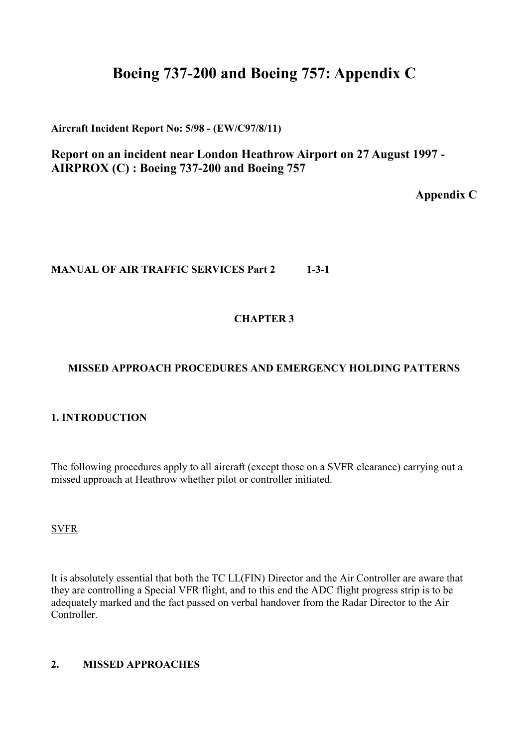# Boeing 737-200 and Boeing 757: Appendix C

**Aircraft Incident Report No: 5/98 - (EW/C97/8/11)**

## Report on an incident near London Heathrow Airport on 27 August 1997 - AIRPROX (C) : Boeing 737-200 and Boeing 757

**Appendix C**

**MANUAL OF AIR TRAFFIC SERVICES Part 2 1-3-1**

**CHAPTER 3**

**MISSED APPROACH PROCEDURES AND EMERGENCY HOLDING PATTERNS**

**1. INTRODUCTION**

The following procedures apply to all aircraft (except those on a SVFR clearance) carrying out a missed approach at Heathrow whether pilot or controller initiated.

SVFR

It is absolutely essential that both the TC LL(FIN) Director and the Air Controller are aware that they are controlling a Special VFR flight, and to this end the ADC flight progress strip is to be adequately marked and the fact passed on verbal handover from the Radar Director to the Air Controller.

**2. MISSED APPROACHES**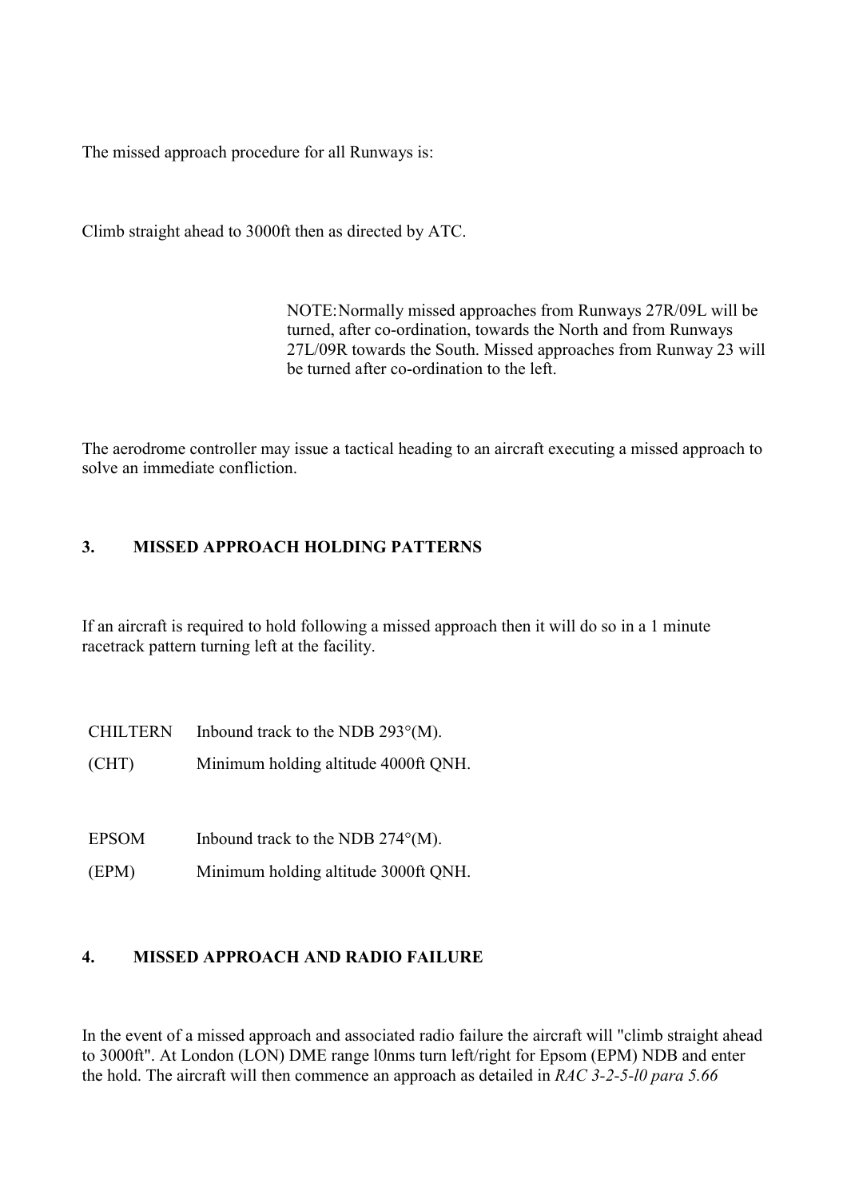The missed approach procedure for all Runways is:

Climb straight ahead to 3000ft then as directed by ATC.

> NOTE: Normally missed approaches from Runways 27R/09L will be turned, after co-ordination, towards the North and from Runways 27L/09R towards the South. Missed approaches from Runway 23 will be turned after co-ordination to the left.

The aerodrome controller may issue a tactical heading to an aircraft executing a missed approach to solve an immediate confliction.

## 3. MISSED APPROACH HOLDING PATTERNS

If an aircraft is required to hold following a missed approach then it will do so in a 1 minute racetrack pattern turning left at the facility.

| | |
|---|---|
| CHILTERN (CHT) | Inbound track to the NDB 293°(M). Minimum holding altitude 4000ft QNH. |
| EPSOM (EPM) | Inbound track to the NDB 274°(M). Minimum holding altitude 3000ft QNH. |

## 4. MISSED APPROACH AND RADIO FAILURE

In the event of a missed approach and associated radio failure the aircraft will "climb straight ahead to 3000ft". At London (LON) DME range l0nms turn left/right for Epsom (EPM) NDB and enter the hold. The aircraft will then commence an approach as detailed in *RAC 3-2-5-l0 para 5.66*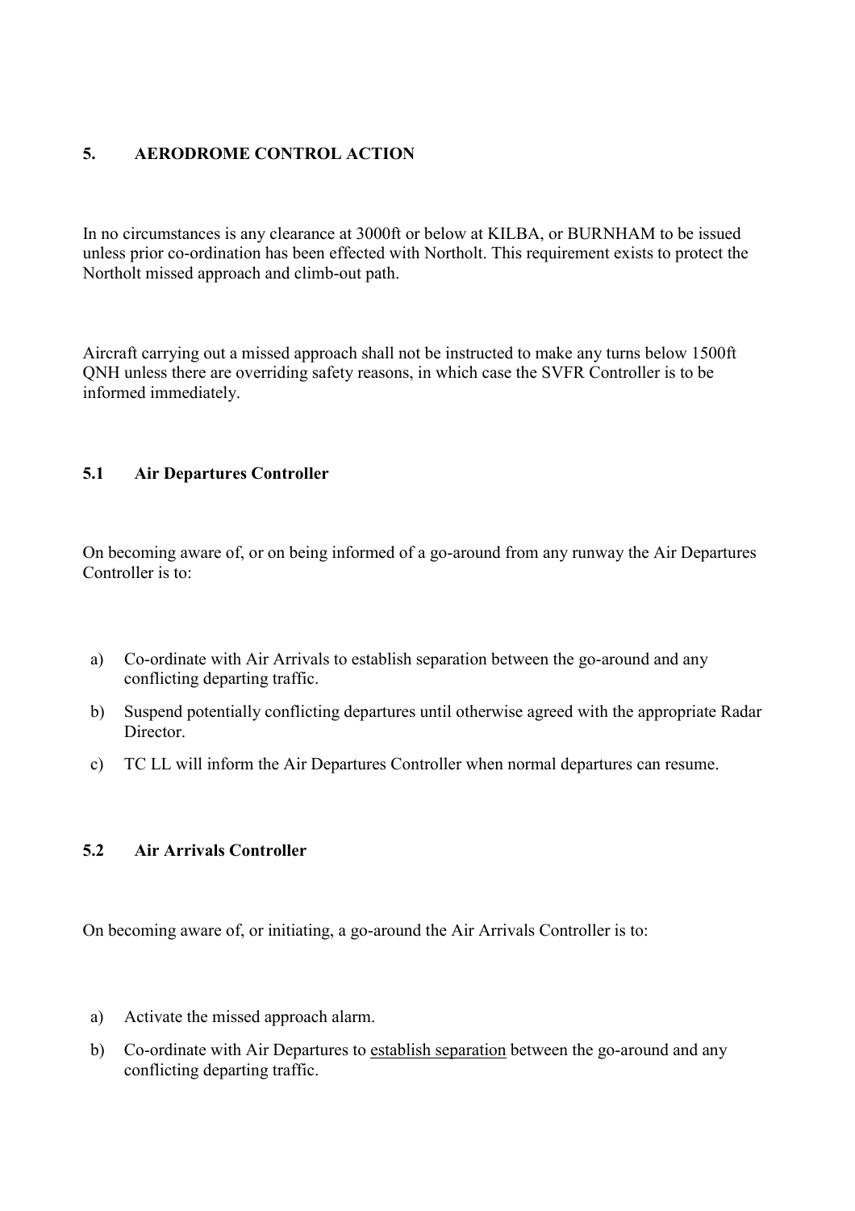## 5. AERODROME CONTROL ACTION

In no circumstances is any clearance at 3000ft or below at KILBA, or BURNHAM to be issued unless prior co-ordination has been effected with Northolt. This requirement exists to protect the Northolt missed approach and climb-out path.

Aircraft carrying out a missed approach shall not be instructed to make any turns below 1500ft QNH unless there are overriding safety reasons, in which case the SVFR Controller is to be informed immediately.

### 5.1 Air Departures Controller

On becoming aware of, or on being informed of a go-around from any runway the Air Departures Controller is to:

a) Co-ordinate with Air Arrivals to establish separation between the go-around and any conflicting departing traffic.

b) Suspend potentially conflicting departures until otherwise agreed with the appropriate Radar Director.

c) TC LL will inform the Air Departures Controller when normal departures can resume.

### 5.2 Air Arrivals Controller

On becoming aware of, or initiating, a go-around the Air Arrivals Controller is to:

a) Activate the missed approach alarm.

b) Co-ordinate with Air Departures to establish separation between the go-around and any conflicting departing traffic.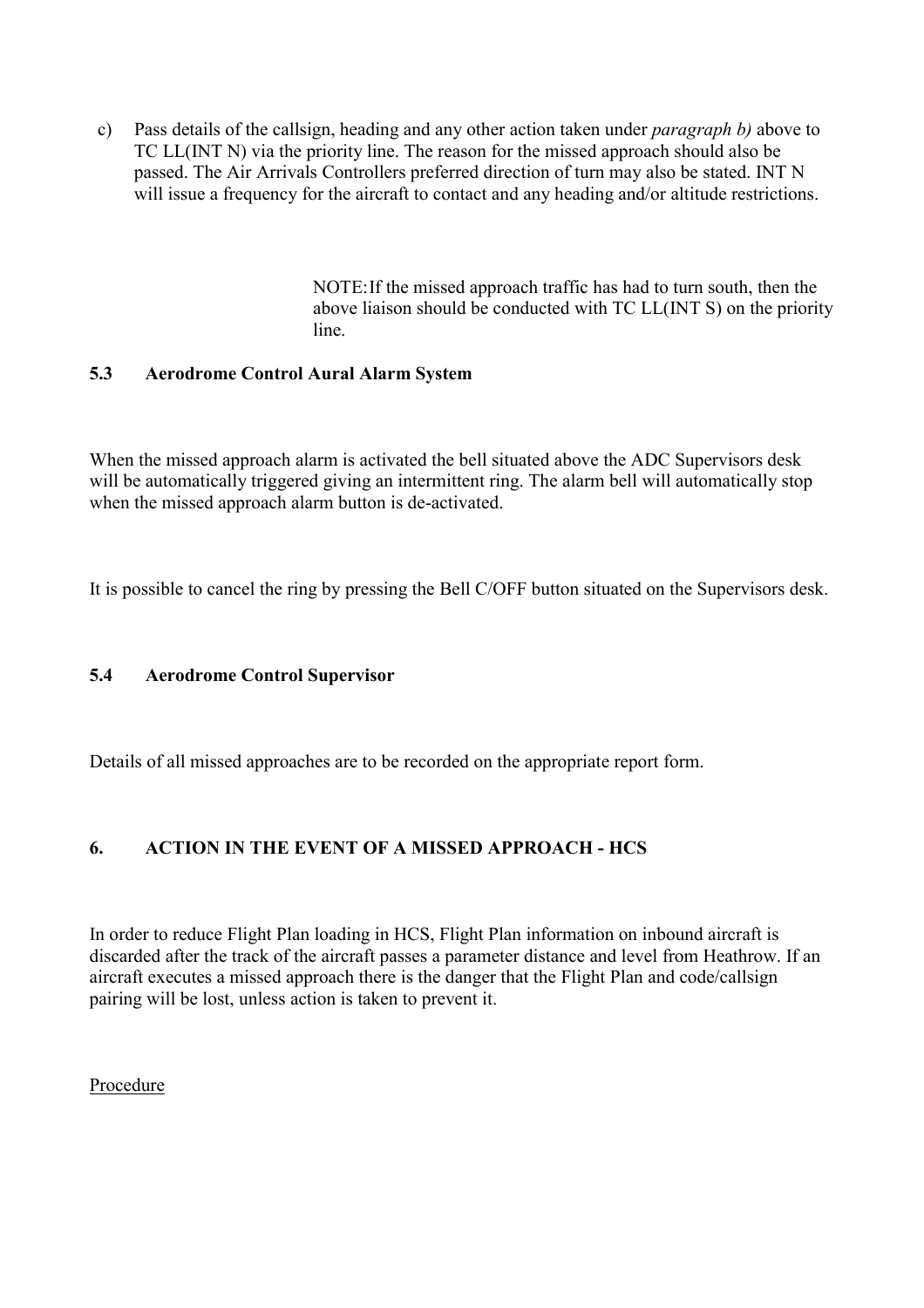c) Pass details of the callsign, heading and any other action taken under *paragraph b)* above to TC LL(INT N) via the priority line. The reason for the missed approach should also be passed. The Air Arrivals Controllers preferred direction of turn may also be stated. INT N will issue a frequency for the aircraft to contact and any heading and/or altitude restrictions.

NOTE: If the missed approach traffic has had to turn south, then the above liaison should be conducted with TC LL(INT S) on the priority line.

### 5.3 Aerodrome Control Aural Alarm System

When the missed approach alarm is activated the bell situated above the ADC Supervisors desk will be automatically triggered giving an intermittent ring. The alarm bell will automatically stop when the missed approach alarm button is de-activated.

It is possible to cancel the ring by pressing the Bell C/OFF button situated on the Supervisors desk.

### 5.4 Aerodrome Control Supervisor

Details of all missed approaches are to be recorded on the appropriate report form.

## 6. ACTION IN THE EVENT OF A MISSED APPROACH - HCS

In order to reduce Flight Plan loading in HCS, Flight Plan information on inbound aircraft is discarded after the track of the aircraft passes a parameter distance and level from Heathrow. If an aircraft executes a missed approach there is the danger that the Flight Plan and code/callsign pairing will be lost, unless action is taken to prevent it.

<u>Procedure</u>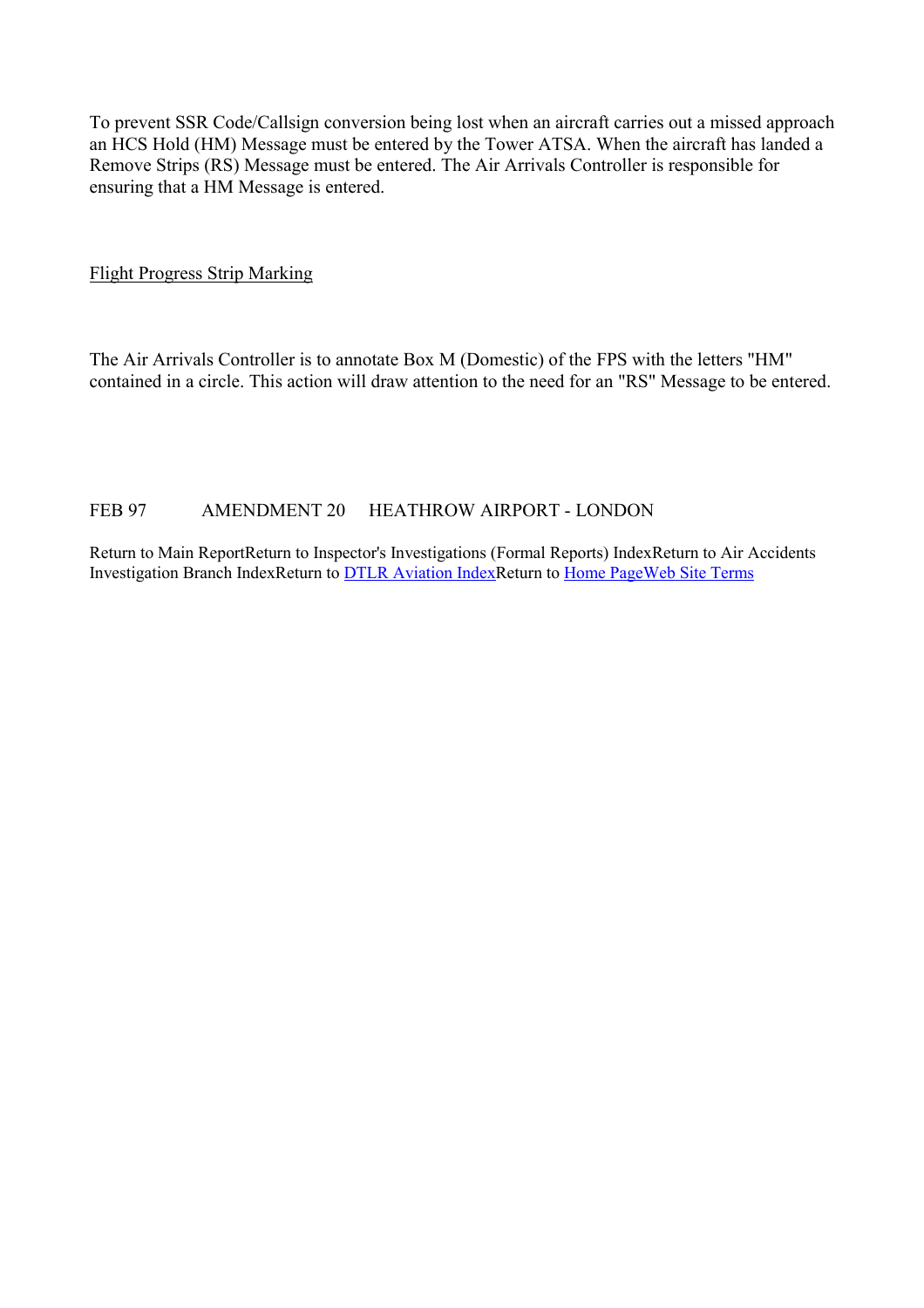To prevent SSR Code/Callsign conversion being lost when an aircraft carries out a missed approach an HCS Hold (HM) Message must be entered by the Tower ATSA. When the aircraft has landed a Remove Strips (RS) Message must be entered. The Air Arrivals Controller is responsible for ensuring that a HM Message is entered.

Flight Progress Strip Marking

The Air Arrivals Controller is to annotate Box M (Domestic) of the FPS with the letters "HM" contained in a circle. This action will draw attention to the need for an "RS" Message to be entered.

FEB 97 AMENDMENT 20 HEATHROW AIRPORT - LONDON

Return to Main ReportReturn to Inspector's Investigations (Formal Reports) IndexReturn to Air Accidents Investigation Branch IndexReturn to DTLR Aviation IndexReturn to Home PageWeb Site Terms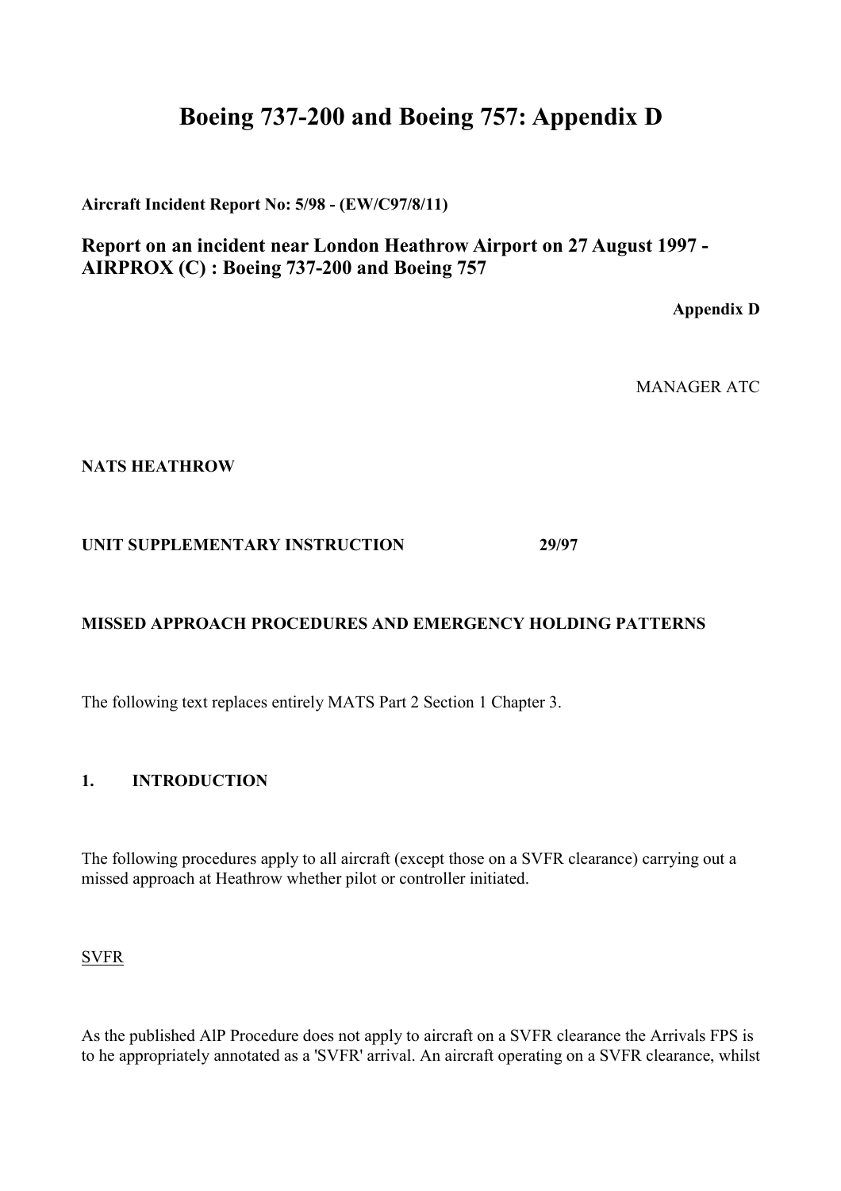# Boeing 737-200 and Boeing 757: Appendix D

**Aircraft Incident Report No: 5/98 - (EW/C97/8/11)**

## Report on an incident near London Heathrow Airport on 27 August 1997 - AIRPROX (C) : Boeing 737-200 and Boeing 757

**Appendix D**

MANAGER ATC

**NATS HEATHROW**

**UNIT SUPPLEMENTARY INSTRUCTION 29/97**

**MISSED APPROACH PROCEDURES AND EMERGENCY HOLDING PATTERNS**

The following text replaces entirely MATS Part 2 Section 1 Chapter 3.

**1. INTRODUCTION**

The following procedures apply to all aircraft (except those on a SVFR clearance) carrying out a missed approach at Heathrow whether pilot or controller initiated.

SVFR

As the published AlP Procedure does not apply to aircraft on a SVFR clearance the Arrivals FPS is to he appropriately annotated as a 'SVFR' arrival. An aircraft operating on a SVFR clearance, whilst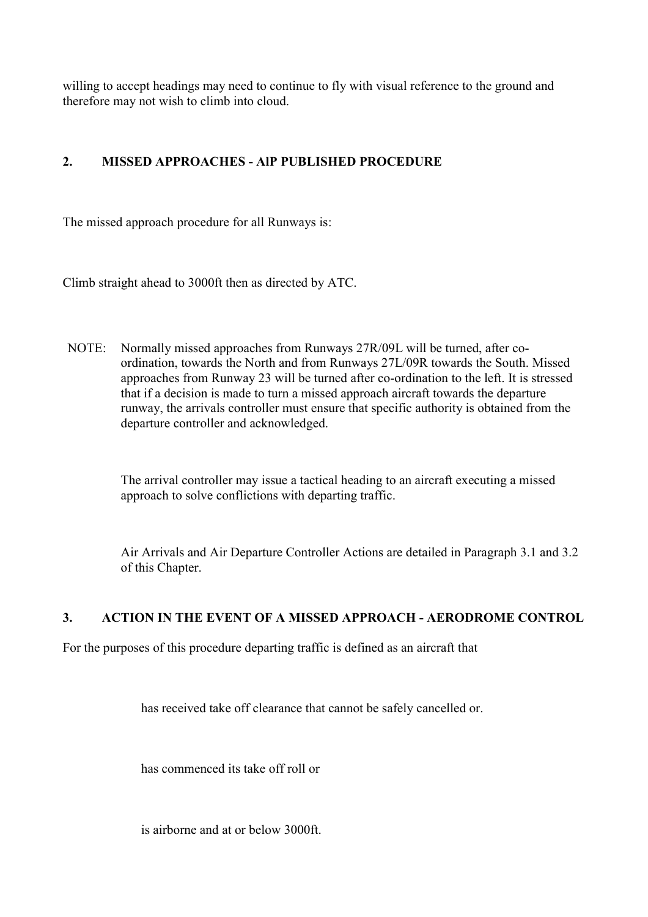willing to accept headings may need to continue to fly with visual reference to the ground and therefore may not wish to climb into cloud.

## 2. MISSED APPROACHES - AIP PUBLISHED PROCEDURE

The missed approach procedure for all Runways is:

Climb straight ahead to 3000ft then as directed by ATC.

NOTE: Normally missed approaches from Runways 27R/09L will be turned, after co-ordination, towards the North and from Runways 27L/09R towards the South. Missed approaches from Runway 23 will be turned after co-ordination to the left. It is stressed that if a decision is made to turn a missed approach aircraft towards the departure runway, the arrivals controller must ensure that specific authority is obtained from the departure controller and acknowledged.

The arrival controller may issue a tactical heading to an aircraft executing a missed approach to solve conflictions with departing traffic.

Air Arrivals and Air Departure Controller Actions are detailed in Paragraph 3.1 and 3.2 of this Chapter.

## 3. ACTION IN THE EVENT OF A MISSED APPROACH - AERODROME CONTROL

For the purposes of this procedure departing traffic is defined as an aircraft that

has received take off clearance that cannot be safely cancelled or.

has commenced its take off roll or

is airborne and at or below 3000ft.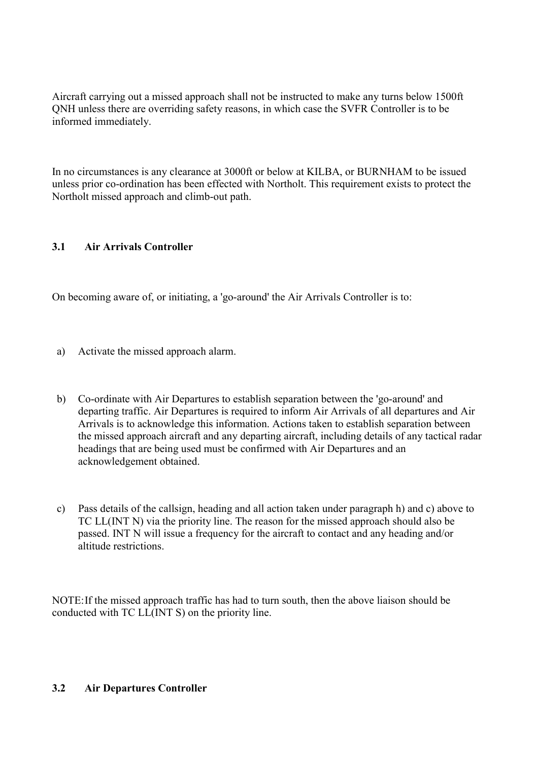Aircraft carrying out a missed approach shall not be instructed to make any turns below 1500ft QNH unless there are overriding safety reasons, in which case the SVFR Controller is to be informed immediately.

In no circumstances is any clearance at 3000ft or below at KILBA, or BURNHAM to be issued unless prior co-ordination has been effected with Northolt. This requirement exists to protect the Northolt missed approach and climb-out path.

### 3.1 Air Arrivals Controller

On becoming aware of, or initiating, a 'go-around' the Air Arrivals Controller is to:

a) Activate the missed approach alarm.

b) Co-ordinate with Air Departures to establish separation between the 'go-around' and departing traffic. Air Departures is required to inform Air Arrivals of all departures and Air Arrivals is to acknowledge this information. Actions taken to establish separation between the missed approach aircraft and any departing aircraft, including details of any tactical radar headings that are being used must be confirmed with Air Departures and an acknowledgement obtained.

c) Pass details of the callsign, heading and all action taken under paragraph h) and c) above to TC LL(INT N) via the priority line. The reason for the missed approach should also be passed. INT N will issue a frequency for the aircraft to contact and any heading and/or altitude restrictions.

NOTE: If the missed approach traffic has had to turn south, then the above liaison should be conducted with TC LL(INT S) on the priority line.

### 3.2 Air Departures Controller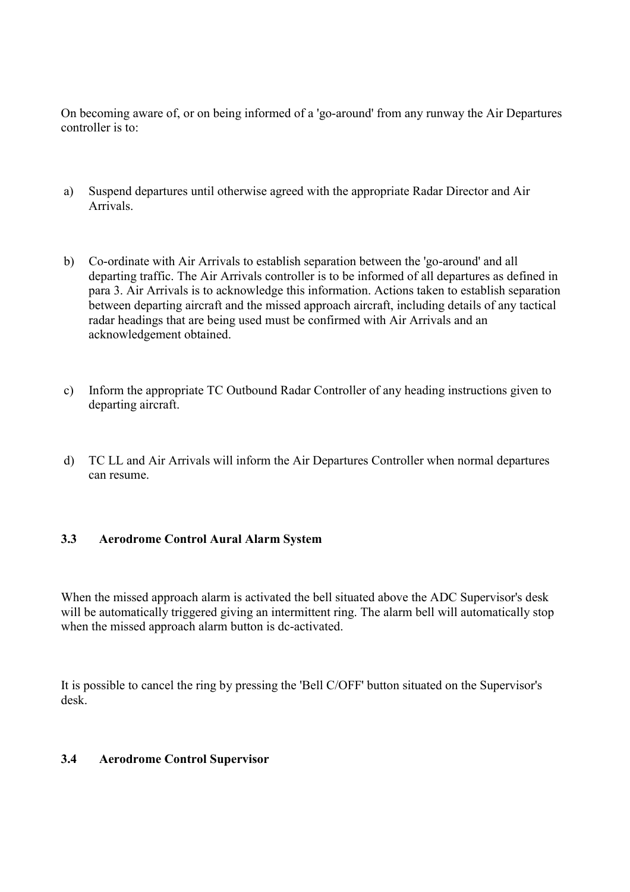On becoming aware of, or on being informed of a 'go-around' from any runway the Air Departures controller is to:

a) Suspend departures until otherwise agreed with the appropriate Radar Director and Air Arrivals.

b) Co-ordinate with Air Arrivals to establish separation between the 'go-around' and all departing traffic. The Air Arrivals controller is to be informed of all departures as defined in para 3. Air Arrivals is to acknowledge this information. Actions taken to establish separation between departing aircraft and the missed approach aircraft, including details of any tactical radar headings that are being used must be confirmed with Air Arrivals and an acknowledgement obtained.

c) Inform the appropriate TC Outbound Radar Controller of any heading instructions given to departing aircraft.

d) TC LL and Air Arrivals will inform the Air Departures Controller when normal departures can resume.

### 3.3 Aerodrome Control Aural Alarm System

When the missed approach alarm is activated the bell situated above the ADC Supervisor's desk will be automatically triggered giving an intermittent ring. The alarm bell will automatically stop when the missed approach alarm button is dc-activated.

It is possible to cancel the ring by pressing the 'Bell C/OFF' button situated on the Supervisor's desk.

### 3.4 Aerodrome Control Supervisor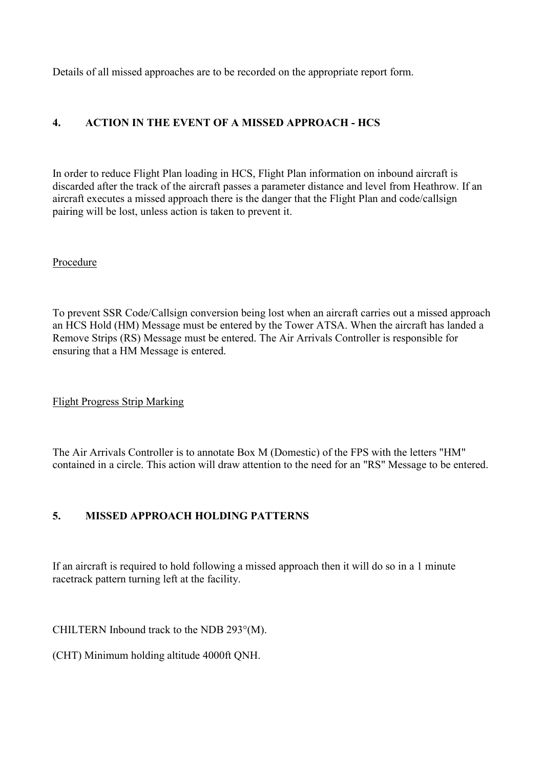Details of all missed approaches are to be recorded on the appropriate report form.

## 4. ACTION IN THE EVENT OF A MISSED APPROACH - HCS

In order to reduce Flight Plan loading in HCS, Flight Plan information on inbound aircraft is discarded after the track of the aircraft passes a parameter distance and level from Heathrow. If an aircraft executes a missed approach there is the danger that the Flight Plan and code/callsign pairing will be lost, unless action is taken to prevent it.

Procedure

To prevent SSR Code/Callsign conversion being lost when an aircraft carries out a missed approach an HCS Hold (HM) Message must be entered by the Tower ATSA. When the aircraft has landed a Remove Strips (RS) Message must be entered. The Air Arrivals Controller is responsible for ensuring that a HM Message is entered.

Flight Progress Strip Marking

The Air Arrivals Controller is to annotate Box M (Domestic) of the FPS with the letters "HM" contained in a circle. This action will draw attention to the need for an "RS" Message to be entered.

## 5. MISSED APPROACH HOLDING PATTERNS

If an aircraft is required to hold following a missed approach then it will do so in a 1 minute racetrack pattern turning left at the facility.

CHILTERN Inbound track to the NDB 293°(M).

(CHT) Minimum holding altitude 4000ft QNH.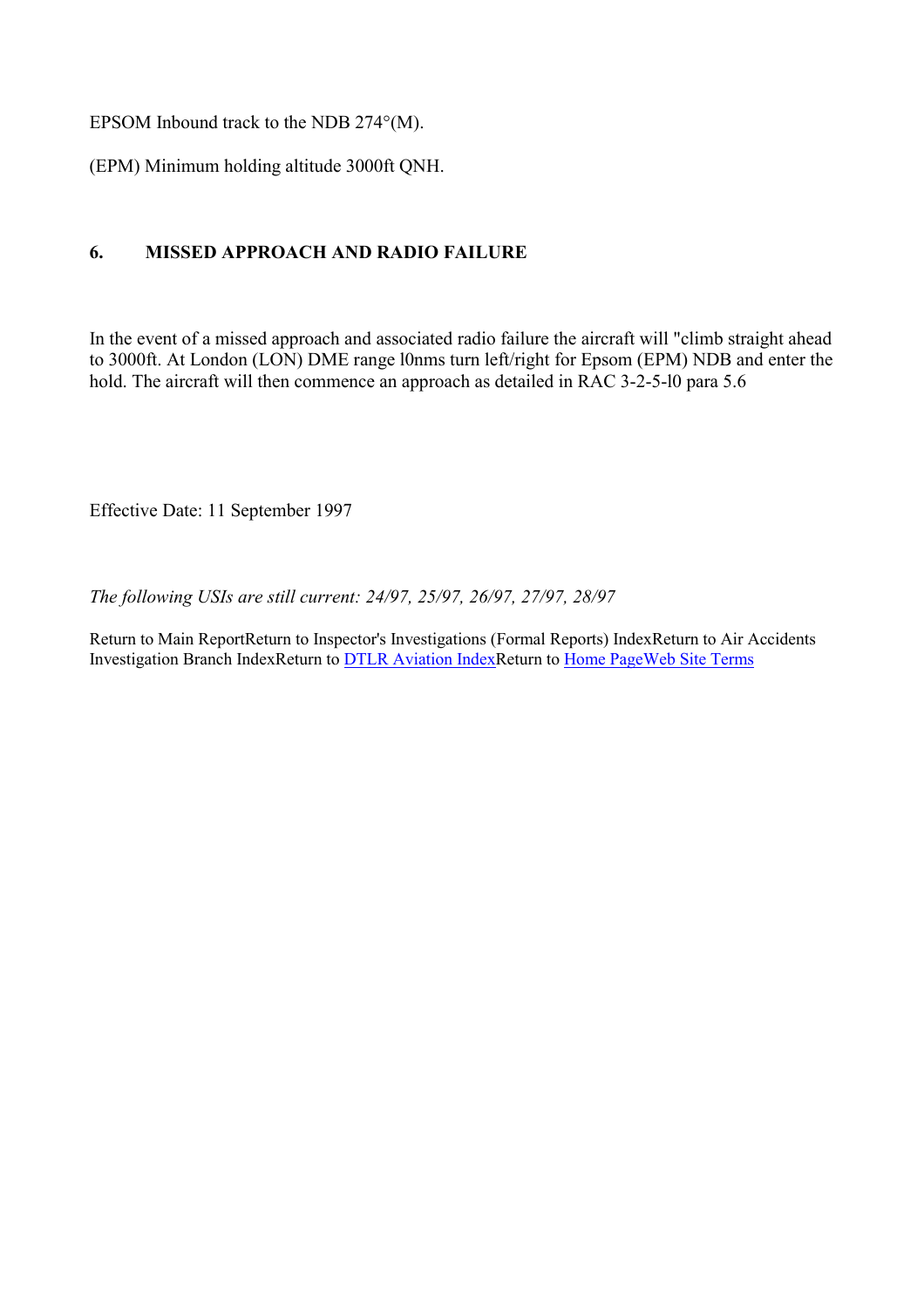EPSOM Inbound track to the NDB 274°(M).

(EPM) Minimum holding altitude 3000ft QNH.

## 6. MISSED APPROACH AND RADIO FAILURE

In the event of a missed approach and associated radio failure the aircraft will "climb straight ahead to 3000ft. At London (LON) DME range l0nms turn left/right for Epsom (EPM) NDB and enter the hold. The aircraft will then commence an approach as detailed in RAC 3-2-5-l0 para 5.6

Effective Date: 11 September 1997

*The following USIs are still current: 24/97, 25/97, 26/97, 27/97, 28/97*

Return to Main ReportReturn to Inspector's Investigations (Formal Reports) IndexReturn to Air Accidents Investigation Branch IndexReturn to DTLR Aviation IndexReturn to Home PageWeb Site Terms